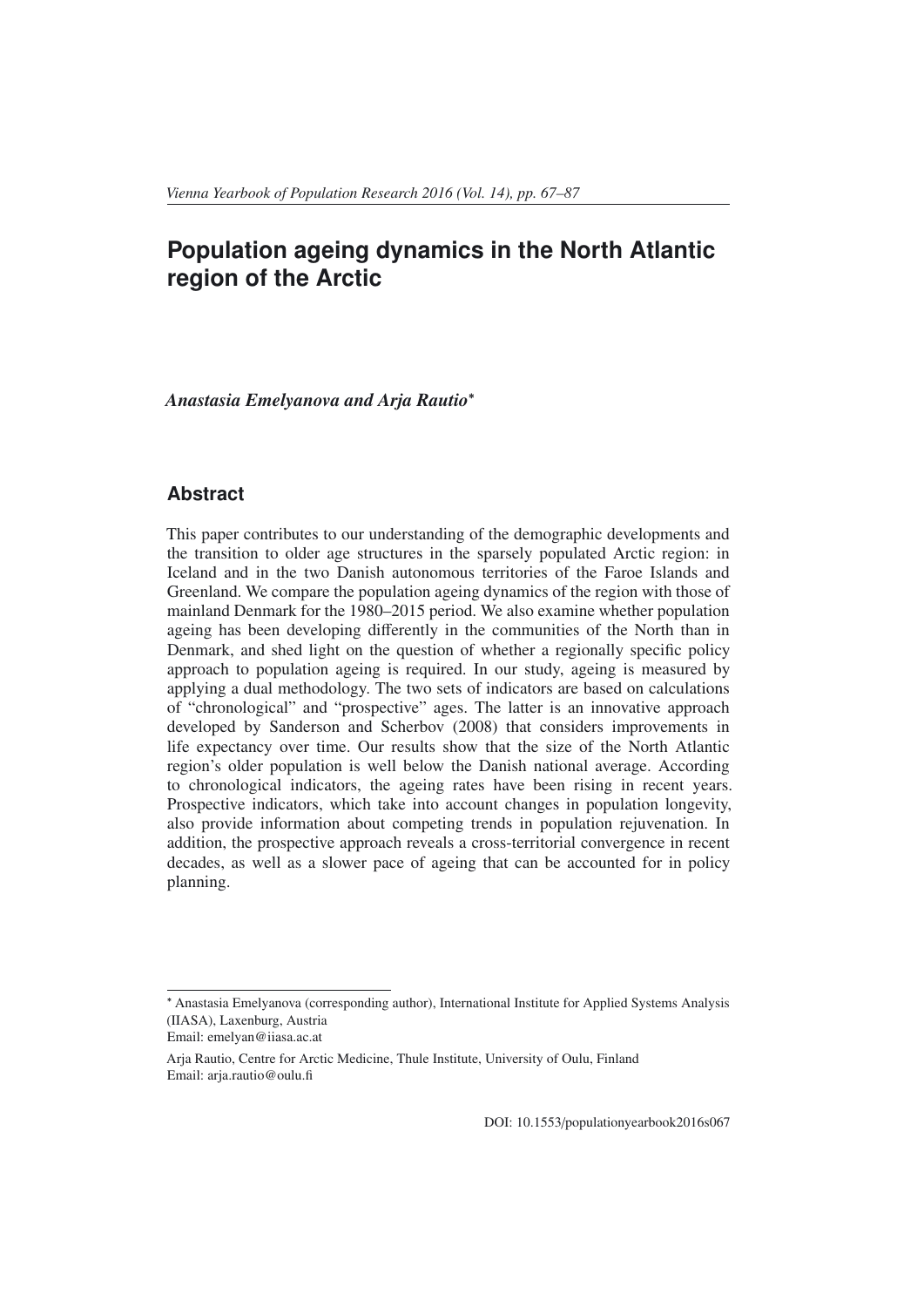# Population ageing dynamics in the North Atlantic region of the Arctic

*Anastasia Emelyanova and Arja Rautio*[*]

## Abstract

This paper contributes to our understanding of the demographic developments and the transition to older age structures in the sparsely populated Arctic region: in Iceland and in the two Danish autonomous territories of the Faroe Islands and Greenland. We compare the population ageing dynamics of the region with those of mainland Denmark for the 1980–2015 period. We also examine whether population ageing has been developing differently in the communities of the North than in Denmark, and shed light on the question of whether a regionally specific policy approach to population ageing is required. In our study, ageing is measured by applying a dual methodology. The two sets of indicators are based on calculations of "chronological" and "prospective" ages. The latter is an innovative approach developed by Sanderson and Scherbov (2008) that considers improvements in life expectancy over time. Our results show that the size of the North Atlantic region's older population is well below the Danish national average. According to chronological indicators, the ageing rates have been rising in recent years. Prospective indicators, which take into account changes in population longevity, also provide information about competing trends in population rejuvenation. In addition, the prospective approach reveals a cross-territorial convergence in recent decades, as well as a slower pace of ageing that can be accounted for in policy planning.

---

[*] Anastasia Emelyanova (corresponding author), International Institute for Applied Systems Analysis (IIASA), Laxenburg, Austria
Email: emelyan@iiasa.ac.at

Arja Rautio, Centre for Arctic Medicine, Thule Institute, University of Oulu, Finland
Email: arja.rautio@oulu.fi

DOI: 10.1553/populationyearbook2016s067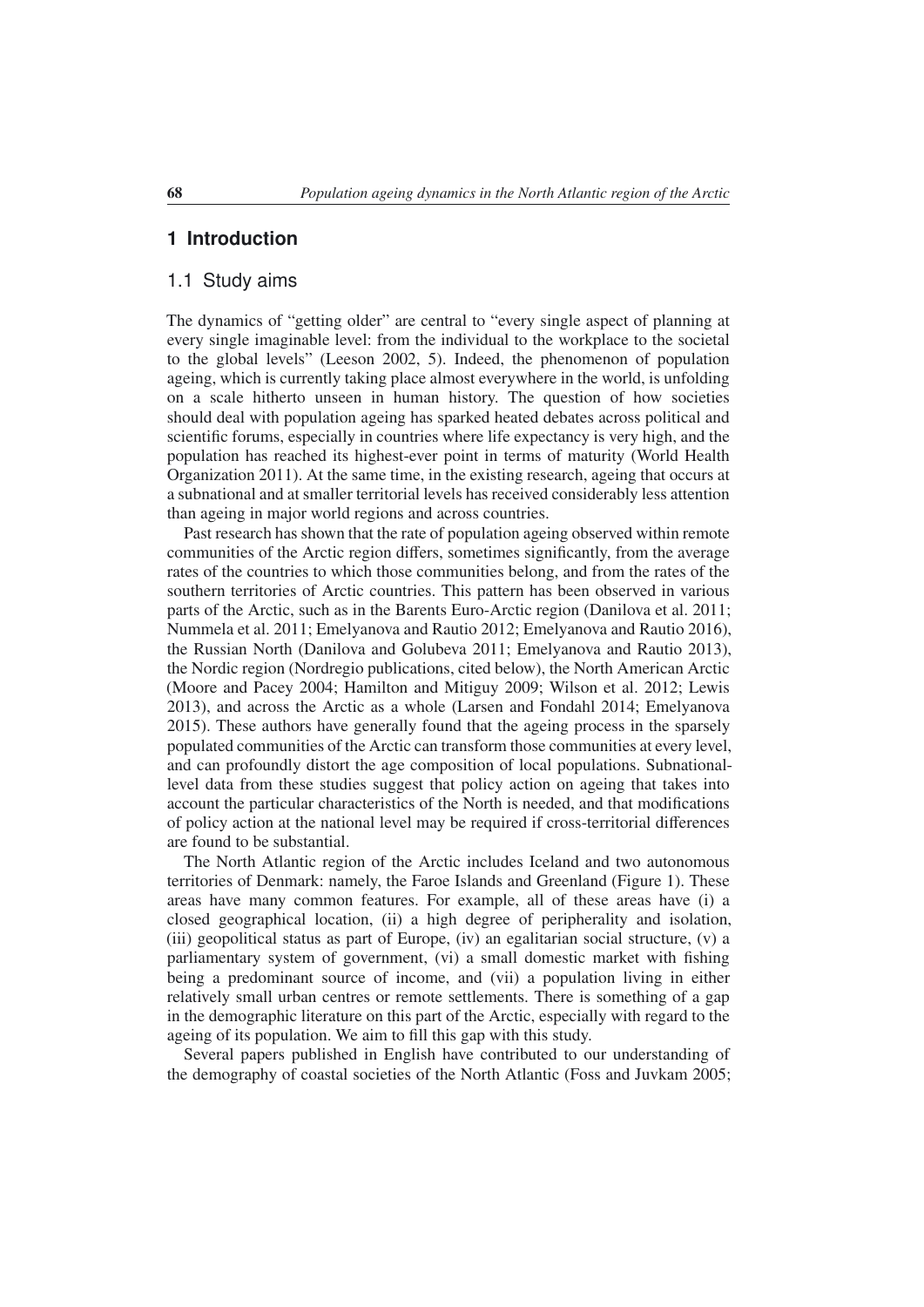## 1 Introduction

### 1.1 Study aims

The dynamics of "getting older" are central to "every single aspect of planning at every single imaginable level: from the individual to the workplace to the societal to the global levels" (Leeson 2002, 5). Indeed, the phenomenon of population ageing, which is currently taking place almost everywhere in the world, is unfolding on a scale hitherto unseen in human history. The question of how societies should deal with population ageing has sparked heated debates across political and scientific forums, especially in countries where life expectancy is very high, and the population has reached its highest-ever point in terms of maturity (World Health Organization 2011). At the same time, in the existing research, ageing that occurs at a subnational and at smaller territorial levels has received considerably less attention than ageing in major world regions and across countries.

Past research has shown that the rate of population ageing observed within remote communities of the Arctic region differs, sometimes significantly, from the average rates of the countries to which those communities belong, and from the rates of the southern territories of Arctic countries. This pattern has been observed in various parts of the Arctic, such as in the Barents Euro-Arctic region (Danilova et al. 2011; Nummela et al. 2011; Emelyanova and Rautio 2012; Emelyanova and Rautio 2016), the Russian North (Danilova and Golubeva 2011; Emelyanova and Rautio 2013), the Nordic region (Nordregio publications, cited below), the North American Arctic (Moore and Pacey 2004; Hamilton and Mitiguy 2009; Wilson et al. 2012; Lewis 2013), and across the Arctic as a whole (Larsen and Fondahl 2014; Emelyanova 2015). These authors have generally found that the ageing process in the sparsely populated communities of the Arctic can transform those communities at every level, and can profoundly distort the age composition of local populations. Subnational-level data from these studies suggest that policy action on ageing that takes into account the particular characteristics of the North is needed, and that modifications of policy action at the national level may be required if cross-territorial differences are found to be substantial.

The North Atlantic region of the Arctic includes Iceland and two autonomous territories of Denmark: namely, the Faroe Islands and Greenland (Figure 1). These areas have many common features. For example, all of these areas have (i) a closed geographical location, (ii) a high degree of peripherality and isolation, (iii) geopolitical status as part of Europe, (iv) an egalitarian social structure, (v) a parliamentary system of government, (vi) a small domestic market with fishing being a predominant source of income, and (vii) a population living in either relatively small urban centres or remote settlements. There is something of a gap in the demographic literature on this part of the Arctic, especially with regard to the ageing of its population. We aim to fill this gap with this study.

Several papers published in English have contributed to our understanding of the demography of coastal societies of the North Atlantic (Foss and Juvkam 2005;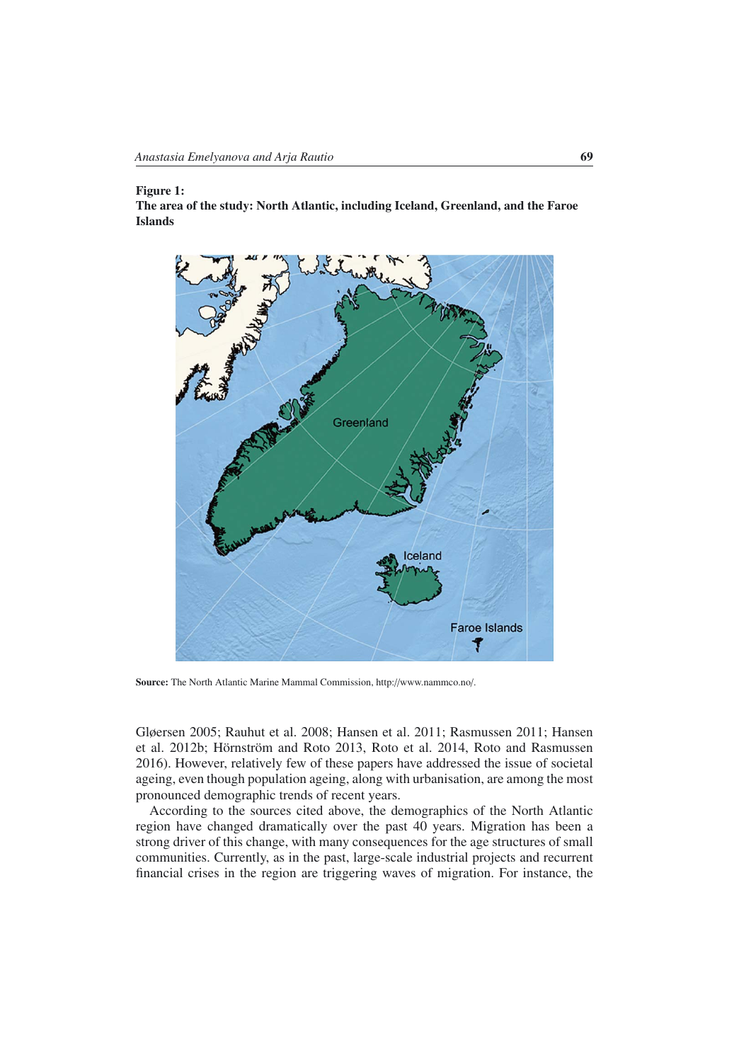**Figure 1:**
**The area of the study: North Atlantic, including Iceland, Greenland, and the Faroe Islands**

Greenland

Iceland

Faroe Islands

**Source:** The North Atlantic Marine Mammal Commission, http://www.nammco.no/.

Gløersen 2005; Rauhut et al. 2008; Hansen et al. 2011; Rasmussen 2011; Hansen et al. 2012b; Hörnström and Roto 2013, Roto et al. 2014, Roto and Rasmussen 2016). However, relatively few of these papers have addressed the issue of societal ageing, even though population ageing, along with urbanisation, are among the most pronounced demographic trends of recent years.

According to the sources cited above, the demographics of the North Atlantic region have changed dramatically over the past 40 years. Migration has been a strong driver of this change, with many consequences for the age structures of small communities. Currently, as in the past, large-scale industrial projects and recurrent financial crises in the region are triggering waves of migration. For instance, the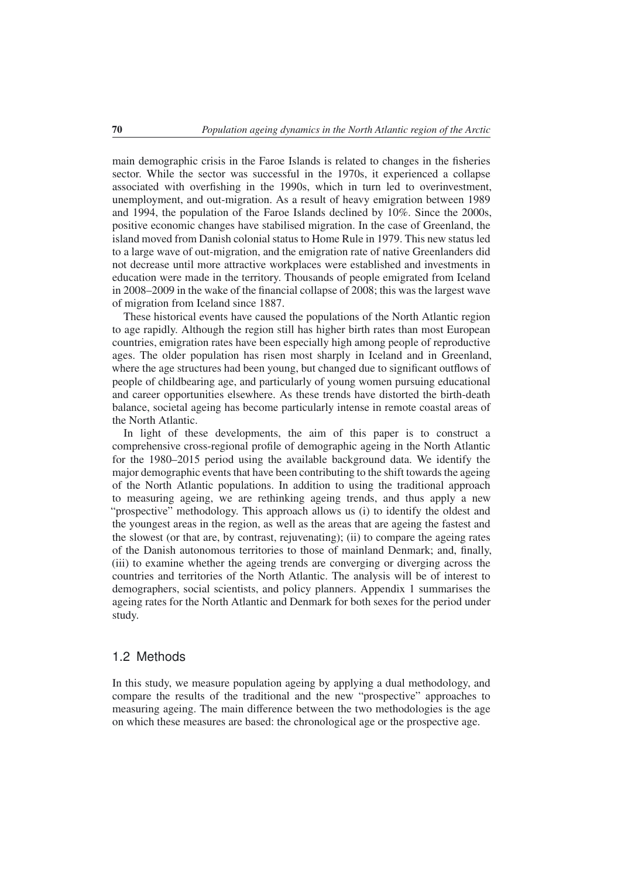main demographic crisis in the Faroe Islands is related to changes in the fisheries sector. While the sector was successful in the 1970s, it experienced a collapse associated with overfishing in the 1990s, which in turn led to overinvestment, unemployment, and out-migration. As a result of heavy emigration between 1989 and 1994, the population of the Faroe Islands declined by 10%. Since the 2000s, positive economic changes have stabilised migration. In the case of Greenland, the island moved from Danish colonial status to Home Rule in 1979. This new status led to a large wave of out-migration, and the emigration rate of native Greenlanders did not decrease until more attractive workplaces were established and investments in education were made in the territory. Thousands of people emigrated from Iceland in 2008–2009 in the wake of the financial collapse of 2008; this was the largest wave of migration from Iceland since 1887.

These historical events have caused the populations of the North Atlantic region to age rapidly. Although the region still has higher birth rates than most European countries, emigration rates have been especially high among people of reproductive ages. The older population has risen most sharply in Iceland and in Greenland, where the age structures had been young, but changed due to significant outflows of people of childbearing age, and particularly of young women pursuing educational and career opportunities elsewhere. As these trends have distorted the birth-death balance, societal ageing has become particularly intense in remote coastal areas of the North Atlantic.

In light of these developments, the aim of this paper is to construct a comprehensive cross-regional profile of demographic ageing in the North Atlantic for the 1980–2015 period using the available background data. We identify the major demographic events that have been contributing to the shift towards the ageing of the North Atlantic populations. In addition to using the traditional approach to measuring ageing, we are rethinking ageing trends, and thus apply a new "prospective" methodology. This approach allows us (i) to identify the oldest and the youngest areas in the region, as well as the areas that are ageing the fastest and the slowest (or that are, by contrast, rejuvenating); (ii) to compare the ageing rates of the Danish autonomous territories to those of mainland Denmark; and, finally, (iii) to examine whether the ageing trends are converging or diverging across the countries and territories of the North Atlantic. The analysis will be of interest to demographers, social scientists, and policy planners. Appendix 1 summarises the ageing rates for the North Atlantic and Denmark for both sexes for the period under study.

## 1.2 Methods

In this study, we measure population ageing by applying a dual methodology, and compare the results of the traditional and the new "prospective" approaches to measuring ageing. The main difference between the two methodologies is the age on which these measures are based: the chronological age or the prospective age.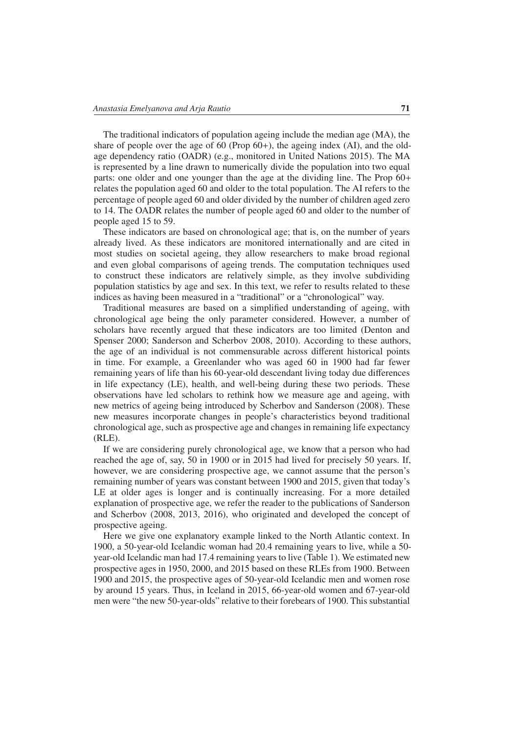The traditional indicators of population ageing include the median age (MA), the share of people over the age of 60 (Prop 60+), the ageing index (AI), and the old-age dependency ratio (OADR) (e.g., monitored in United Nations 2015). The MA is represented by a line drawn to numerically divide the population into two equal parts: one older and one younger than the age at the dividing line. The Prop 60+ relates the population aged 60 and older to the total population. The AI refers to the percentage of people aged 60 and older divided by the number of children aged zero to 14. The OADR relates the number of people aged 60 and older to the number of people aged 15 to 59.

These indicators are based on chronological age; that is, on the number of years already lived. As these indicators are monitored internationally and are cited in most studies on societal ageing, they allow researchers to make broad regional and even global comparisons of ageing trends. The computation techniques used to construct these indicators are relatively simple, as they involve subdividing population statistics by age and sex. In this text, we refer to results related to these indices as having been measured in a "traditional" or a "chronological" way.

Traditional measures are based on a simplified understanding of ageing, with chronological age being the only parameter considered. However, a number of scholars have recently argued that these indicators are too limited (Denton and Spenser 2000; Sanderson and Scherbov 2008, 2010). According to these authors, the age of an individual is not commensurable across different historical points in time. For example, a Greenlander who was aged 60 in 1900 had far fewer remaining years of life than his 60-year-old descendant living today due differences in life expectancy (LE), health, and well-being during these two periods. These observations have led scholars to rethink how we measure age and ageing, with new metrics of ageing being introduced by Scherbov and Sanderson (2008). These new measures incorporate changes in people's characteristics beyond traditional chronological age, such as prospective age and changes in remaining life expectancy (RLE).

If we are considering purely chronological age, we know that a person who had reached the age of, say, 50 in 1900 or in 2015 had lived for precisely 50 years. If, however, we are considering prospective age, we cannot assume that the person's remaining number of years was constant between 1900 and 2015, given that today's LE at older ages is longer and is continually increasing. For a more detailed explanation of prospective age, we refer the reader to the publications of Sanderson and Scherbov (2008, 2013, 2016), who originated and developed the concept of prospective ageing.

Here we give one explanatory example linked to the North Atlantic context. In 1900, a 50-year-old Icelandic woman had 20.4 remaining years to live, while a 50-year-old Icelandic man had 17.4 remaining years to live (Table 1). We estimated new prospective ages in 1950, 2000, and 2015 based on these RLEs from 1900. Between 1900 and 2015, the prospective ages of 50-year-old Icelandic men and women rose by around 15 years. Thus, in Iceland in 2015, 66-year-old women and 67-year-old men were "the new 50-year-olds" relative to their forebears of 1900. This substantial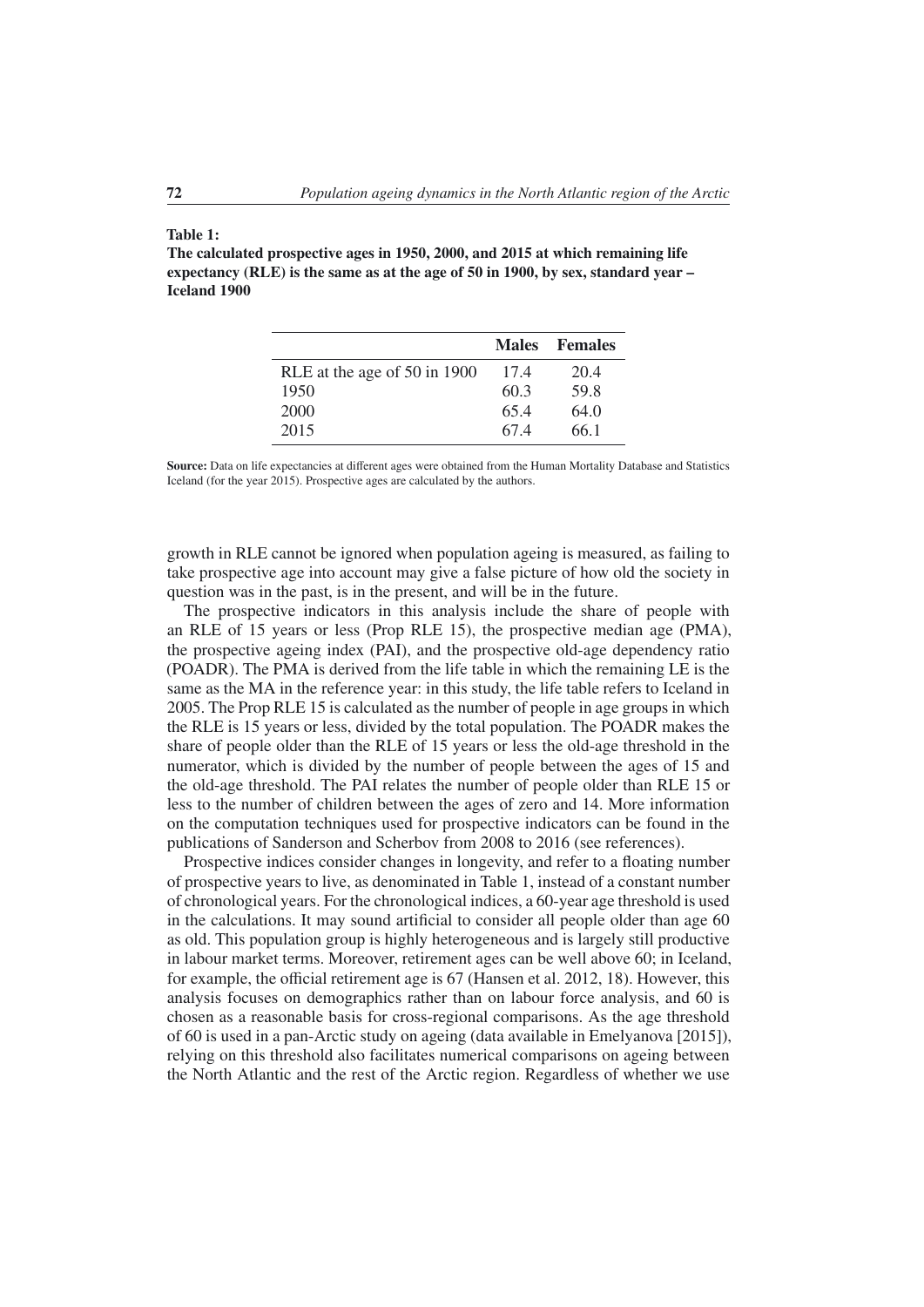**Table 1:**

**The calculated prospective ages in 1950, 2000, and 2015 at which remaining life expectancy (RLE) is the same as at the age of 50 in 1900, by sex, standard year – Iceland 1900**

| | Males | Females |
|---|---|---|
| RLE at the age of 50 in 1900 | 17.4 | 20.4 |
| 1950 | 60.3 | 59.8 |
| 2000 | 65.4 | 64.0 |
| 2015 | 67.4 | 66.1 |

**Source:** Data on life expectancies at different ages were obtained from the Human Mortality Database and Statistics Iceland (for the year 2015). Prospective ages are calculated by the authors.

growth in RLE cannot be ignored when population ageing is measured, as failing to take prospective age into account may give a false picture of how old the society in question was in the past, is in the present, and will be in the future.

The prospective indicators in this analysis include the share of people with an RLE of 15 years or less (Prop RLE 15), the prospective median age (PMA), the prospective ageing index (PAI), and the prospective old-age dependency ratio (POADR). The PMA is derived from the life table in which the remaining LE is the same as the MA in the reference year: in this study, the life table refers to Iceland in 2005. The Prop RLE 15 is calculated as the number of people in age groups in which the RLE is 15 years or less, divided by the total population. The POADR makes the share of people older than the RLE of 15 years or less the old-age threshold in the numerator, which is divided by the number of people between the ages of 15 and the old-age threshold. The PAI relates the number of people older than RLE 15 or less to the number of children between the ages of zero and 14. More information on the computation techniques used for prospective indicators can be found in the publications of Sanderson and Scherbov from 2008 to 2016 (see references).

Prospective indices consider changes in longevity, and refer to a floating number of prospective years to live, as denominated in Table 1, instead of a constant number of chronological years. For the chronological indices, a 60-year age threshold is used in the calculations. It may sound artificial to consider all people older than age 60 as old. This population group is highly heterogeneous and is largely still productive in labour market terms. Moreover, retirement ages can be well above 60; in Iceland, for example, the official retirement age is 67 (Hansen et al. 2012, 18). However, this analysis focuses on demographics rather than on labour force analysis, and 60 is chosen as a reasonable basis for cross-regional comparisons. As the age threshold of 60 is used in a pan-Arctic study on ageing (data available in Emelyanova [2015]), relying on this threshold also facilitates numerical comparisons on ageing between the North Atlantic and the rest of the Arctic region. Regardless of whether we use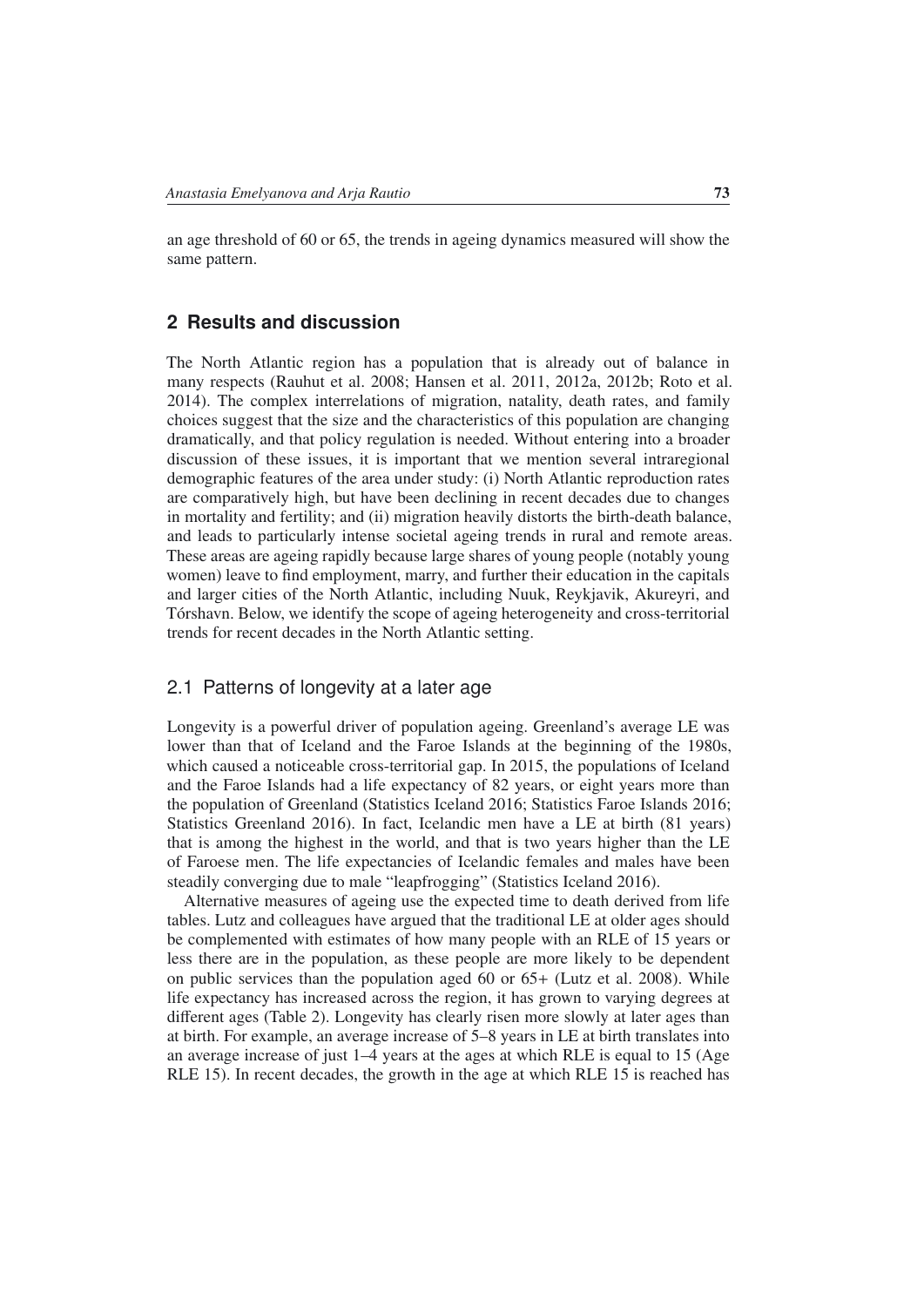an age threshold of 60 or 65, the trends in ageing dynamics measured will show the same pattern.

## 2 Results and discussion

The North Atlantic region has a population that is already out of balance in many respects (Rauhut et al. 2008; Hansen et al. 2011, 2012a, 2012b; Roto et al. 2014). The complex interrelations of migration, natality, death rates, and family choices suggest that the size and the characteristics of this population are changing dramatically, and that policy regulation is needed. Without entering into a broader discussion of these issues, it is important that we mention several intraregional demographic features of the area under study: (i) North Atlantic reproduction rates are comparatively high, but have been declining in recent decades due to changes in mortality and fertility; and (ii) migration heavily distorts the birth-death balance, and leads to particularly intense societal ageing trends in rural and remote areas. These areas are ageing rapidly because large shares of young people (notably young women) leave to find employment, marry, and further their education in the capitals and larger cities of the North Atlantic, including Nuuk, Reykjavik, Akureyri, and Tórshavn. Below, we identify the scope of ageing heterogeneity and cross-territorial trends for recent decades in the North Atlantic setting.

### 2.1 Patterns of longevity at a later age

Longevity is a powerful driver of population ageing. Greenland's average LE was lower than that of Iceland and the Faroe Islands at the beginning of the 1980s, which caused a noticeable cross-territorial gap. In 2015, the populations of Iceland and the Faroe Islands had a life expectancy of 82 years, or eight years more than the population of Greenland (Statistics Iceland 2016; Statistics Faroe Islands 2016; Statistics Greenland 2016). In fact, Icelandic men have a LE at birth (81 years) that is among the highest in the world, and that is two years higher than the LE of Faroese men. The life expectancies of Icelandic females and males have been steadily converging due to male "leapfrogging" (Statistics Iceland 2016).

Alternative measures of ageing use the expected time to death derived from life tables. Lutz and colleagues have argued that the traditional LE at older ages should be complemented with estimates of how many people with an RLE of 15 years or less there are in the population, as these people are more likely to be dependent on public services than the population aged 60 or 65+ (Lutz et al. 2008). While life expectancy has increased across the region, it has grown to varying degrees at different ages (Table 2). Longevity has clearly risen more slowly at later ages than at birth. For example, an average increase of 5–8 years in LE at birth translates into an average increase of just 1–4 years at the ages at which RLE is equal to 15 (Age RLE 15). In recent decades, the growth in the age at which RLE 15 is reached has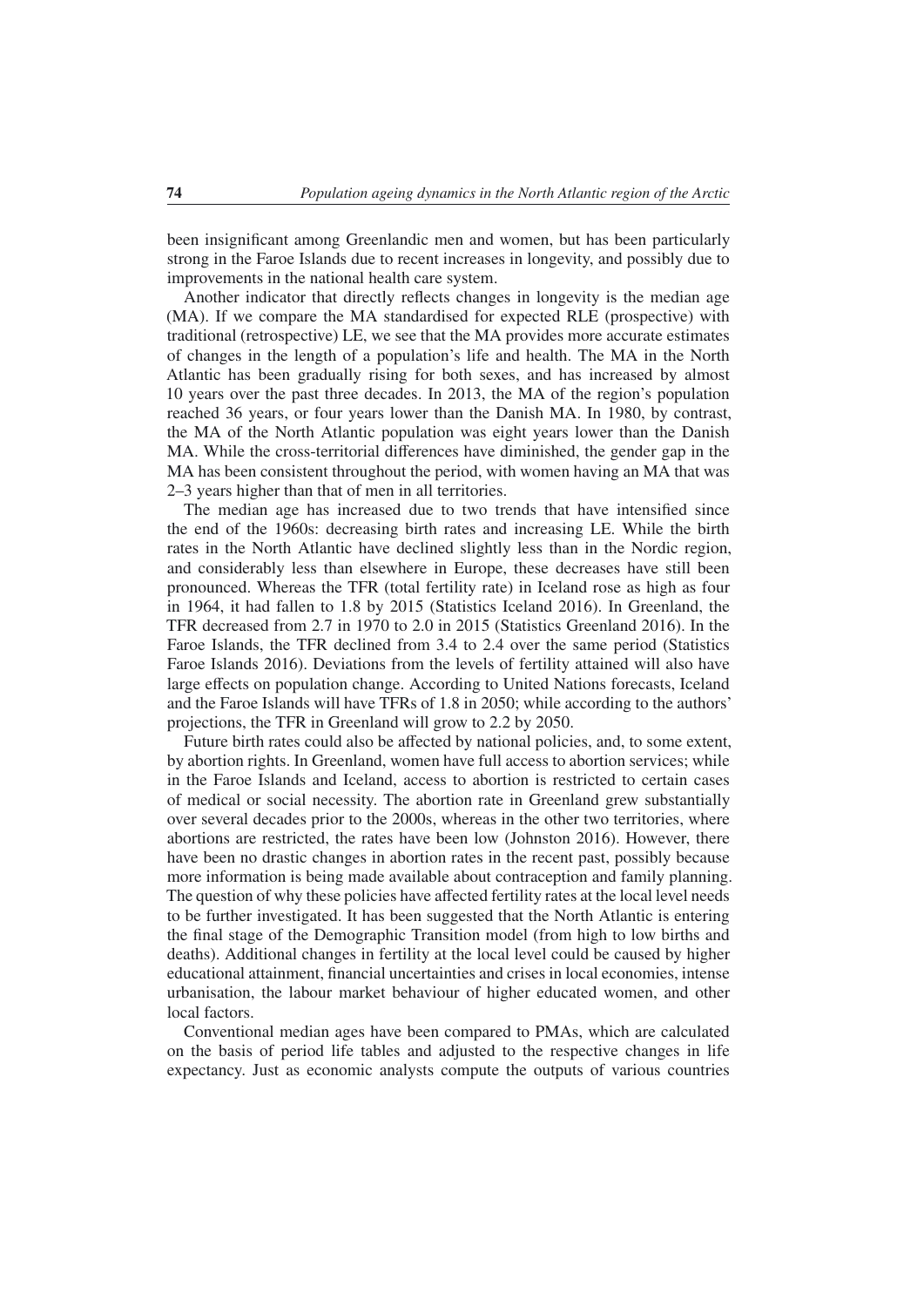been insignificant among Greenlandic men and women, but has been particularly strong in the Faroe Islands due to recent increases in longevity, and possibly due to improvements in the national health care system.

Another indicator that directly reflects changes in longevity is the median age (MA). If we compare the MA standardised for expected RLE (prospective) with traditional (retrospective) LE, we see that the MA provides more accurate estimates of changes in the length of a population's life and health. The MA in the North Atlantic has been gradually rising for both sexes, and has increased by almost 10 years over the past three decades. In 2013, the MA of the region's population reached 36 years, or four years lower than the Danish MA. In 1980, by contrast, the MA of the North Atlantic population was eight years lower than the Danish MA. While the cross-territorial differences have diminished, the gender gap in the MA has been consistent throughout the period, with women having an MA that was 2–3 years higher than that of men in all territories.

The median age has increased due to two trends that have intensified since the end of the 1960s: decreasing birth rates and increasing LE. While the birth rates in the North Atlantic have declined slightly less than in the Nordic region, and considerably less than elsewhere in Europe, these decreases have still been pronounced. Whereas the TFR (total fertility rate) in Iceland rose as high as four in 1964, it had fallen to 1.8 by 2015 (Statistics Iceland 2016). In Greenland, the TFR decreased from 2.7 in 1970 to 2.0 in 2015 (Statistics Greenland 2016). In the Faroe Islands, the TFR declined from 3.4 to 2.4 over the same period (Statistics Faroe Islands 2016). Deviations from the levels of fertility attained will also have large effects on population change. According to United Nations forecasts, Iceland and the Faroe Islands will have TFRs of 1.8 in 2050; while according to the authors' projections, the TFR in Greenland will grow to 2.2 by 2050.

Future birth rates could also be affected by national policies, and, to some extent, by abortion rights. In Greenland, women have full access to abortion services; while in the Faroe Islands and Iceland, access to abortion is restricted to certain cases of medical or social necessity. The abortion rate in Greenland grew substantially over several decades prior to the 2000s, whereas in the other two territories, where abortions are restricted, the rates have been low (Johnston 2016). However, there have been no drastic changes in abortion rates in the recent past, possibly because more information is being made available about contraception and family planning. The question of why these policies have affected fertility rates at the local level needs to be further investigated. It has been suggested that the North Atlantic is entering the final stage of the Demographic Transition model (from high to low births and deaths). Additional changes in fertility at the local level could be caused by higher educational attainment, financial uncertainties and crises in local economies, intense urbanisation, the labour market behaviour of higher educated women, and other local factors.

Conventional median ages have been compared to PMAs, which are calculated on the basis of period life tables and adjusted to the respective changes in life expectancy. Just as economic analysts compute the outputs of various countries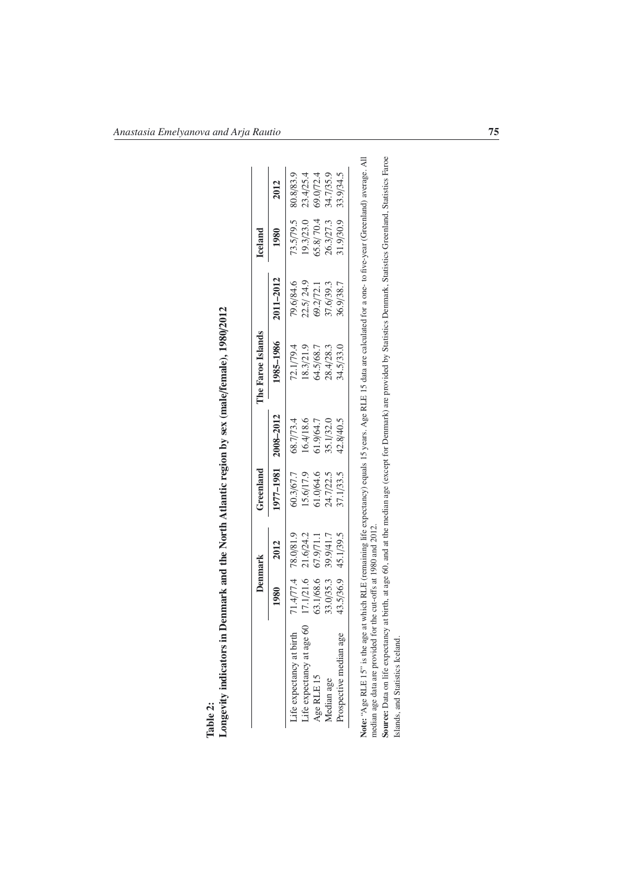**Table 2:**
**Longevity indicators in Denmark and the North Atlantic region by sex (male/female), 1980/2012**

| | Denmark | | Greenland | | The Faroe Islands | | Iceland | |
|---|---|---|---|---|---|---|---|---|
| | 1980 | 2012 | 1977–1981 | 2008–2012 | 1985–1986 | 2011–2012 | 1980 | 2012 |
| Life expectancy at birth | 71.4/77.4 | 78.0/81.9 | 60.3/67.7 | 68.7/73.4 | 72.1/79.4 | 79.6/84.6 | 73.5/79.5 | 80.8/83.9 |
| Life expectancy at age 60 | 17.1/21.6 | 21.6/24.2 | 15.6/17.9 | 16.4/18.6 | 18.3/21.9 | 22.5/24.9 | 19.3/23.0 | 23.4/25.4 |
| Age RLE 15 | 63.1/68.6 | 67.9/71.1 | 61.0/64.6 | 61.9/64.7 | 64.5/68.7 | 69.2/72.1 | 65.8/70.4 | 69.0/72.4 |
| Median age | 33.0/35.3 | 39.9/41.7 | 24.7/22.5 | 35.1/32.0 | 28.4/28.3 | 37.6/39.3 | 26.3/27.3 | 34.7/35.9 |
| Prospective median age | 43.5/36.9 | 45.1/39.5 | 37.1/33.5 | 42.8/40.5 | 34.5/33.0 | 36.9/38.7 | 31.9/30.9 | 33.9/34.5 |

**Note:** "Age RLE 15" is the age at which RLE (remaining life expectancy) equals 15 years. Age RLE 15 data are calculated for a one- to five-year (Greenland) average. All median age data are provided for the cut-offs at 1980 and 2012.

**Source:** Data on life expectancy at birth, at age 60, and at the median age (except for Denmark) are provided by Statistics Denmark, Statistics Greenland, Statistics Faroe Islands, and Statistics Iceland.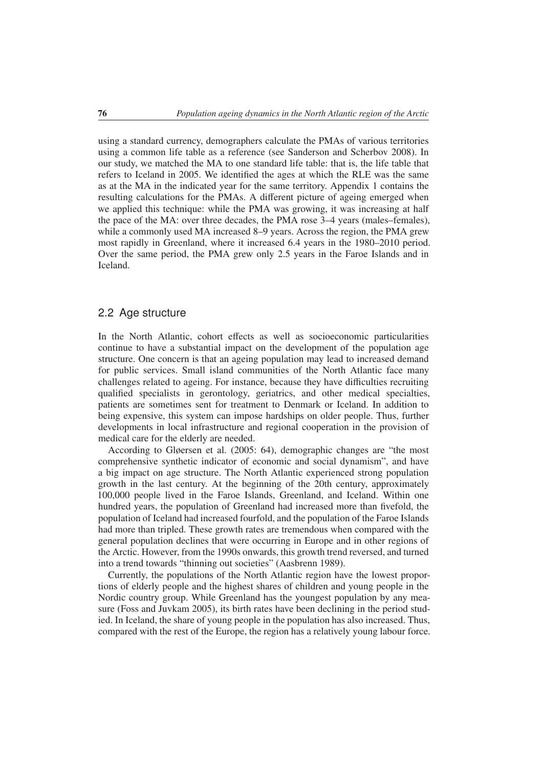using a standard currency, demographers calculate the PMAs of various territories using a common life table as a reference (see Sanderson and Scherbov 2008). In our study, we matched the MA to one standard life table: that is, the life table that refers to Iceland in 2005. We identified the ages at which the RLE was the same as at the MA in the indicated year for the same territory. Appendix 1 contains the resulting calculations for the PMAs. A different picture of ageing emerged when we applied this technique: while the PMA was growing, it was increasing at half the pace of the MA: over three decades, the PMA rose 3–4 years (males–females), while a commonly used MA increased 8–9 years. Across the region, the PMA grew most rapidly in Greenland, where it increased 6.4 years in the 1980–2010 period. Over the same period, the PMA grew only 2.5 years in the Faroe Islands and in Iceland.

## 2.2 Age structure

In the North Atlantic, cohort effects as well as socioeconomic particularities continue to have a substantial impact on the development of the population age structure. One concern is that an ageing population may lead to increased demand for public services. Small island communities of the North Atlantic face many challenges related to ageing. For instance, because they have difficulties recruiting qualified specialists in gerontology, geriatrics, and other medical specialties, patients are sometimes sent for treatment to Denmark or Iceland. In addition to being expensive, this system can impose hardships on older people. Thus, further developments in local infrastructure and regional cooperation in the provision of medical care for the elderly are needed.

According to Gløersen et al. (2005: 64), demographic changes are "the most comprehensive synthetic indicator of economic and social dynamism", and have a big impact on age structure. The North Atlantic experienced strong population growth in the last century. At the beginning of the 20th century, approximately 100,000 people lived in the Faroe Islands, Greenland, and Iceland. Within one hundred years, the population of Greenland had increased more than fivefold, the population of Iceland had increased fourfold, and the population of the Faroe Islands had more than tripled. These growth rates are tremendous when compared with the general population declines that were occurring in Europe and in other regions of the Arctic. However, from the 1990s onwards, this growth trend reversed, and turned into a trend towards "thinning out societies" (Aasbrenn 1989).

Currently, the populations of the North Atlantic region have the lowest proportions of elderly people and the highest shares of children and young people in the Nordic country group. While Greenland has the youngest population by any measure (Foss and Juvkam 2005), its birth rates have been declining in the period studied. In Iceland, the share of young people in the population has also increased. Thus, compared with the rest of the Europe, the region has a relatively young labour force.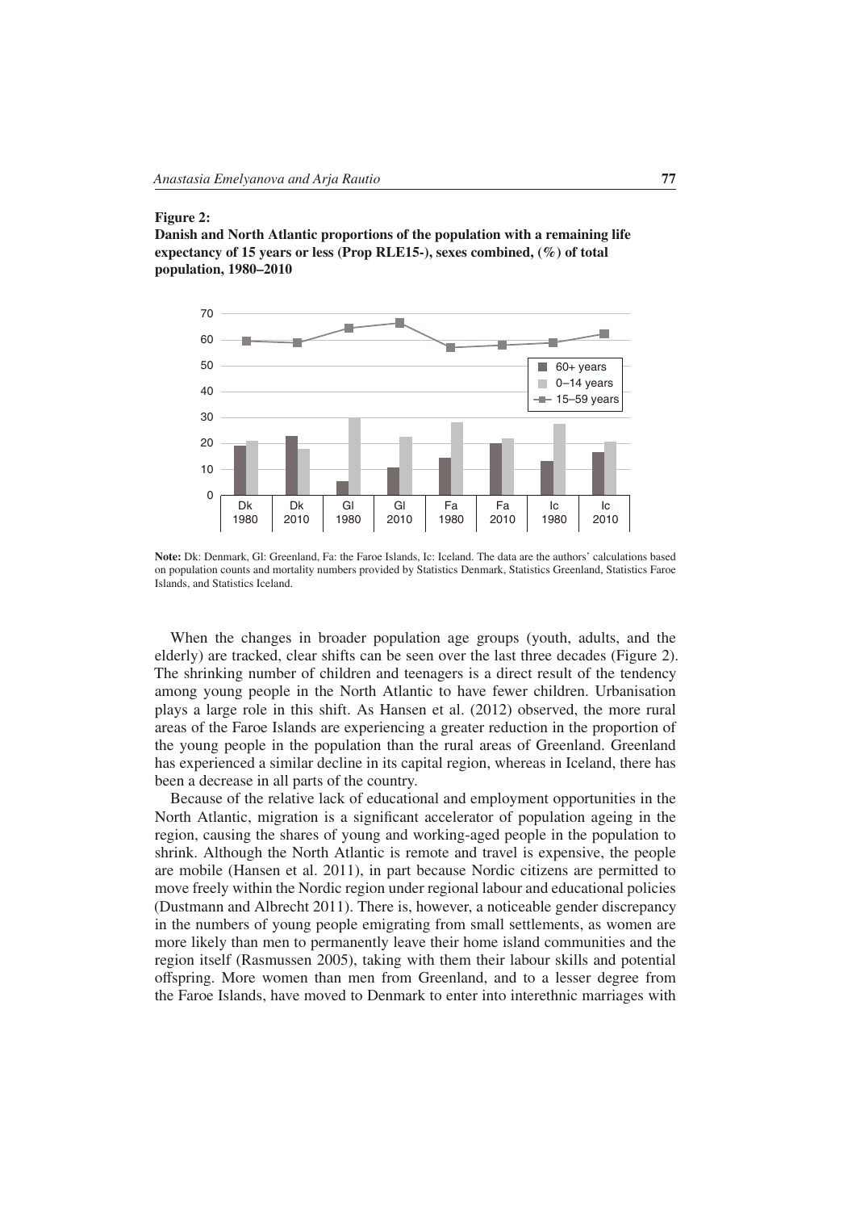**Figure 2:**
**Danish and North Atlantic proportions of the population with a remaining life expectancy of 15 years or less (Prop RLE15-), sexes combined, (%) of total population, 1980–2010**

70
60
50
40
30
20
10
0

60+ years
0–14 years
15–59 years

Dk 1980
Dk 2010
Gl 1980
Gl 2010
Fa 1980
Fa 2010
Ic 1980
Ic 2010

**Note:** Dk: Denmark, Gl: Greenland, Fa: the Faroe Islands, Ic: Iceland. The data are the authors' calculations based on population counts and mortality numbers provided by Statistics Denmark, Statistics Greenland, Statistics Faroe Islands, and Statistics Iceland.

When the changes in broader population age groups (youth, adults, and the elderly) are tracked, clear shifts can be seen over the last three decades (Figure 2). The shrinking number of children and teenagers is a direct result of the tendency among young people in the North Atlantic to have fewer children. Urbanisation plays a large role in this shift. As Hansen et al. (2012) observed, the more rural areas of the Faroe Islands are experiencing a greater reduction in the proportion of the young people in the population than the rural areas of Greenland. Greenland has experienced a similar decline in its capital region, whereas in Iceland, there has been a decrease in all parts of the country.

Because of the relative lack of educational and employment opportunities in the North Atlantic, migration is a significant accelerator of population ageing in the region, causing the shares of young and working-aged people in the population to shrink. Although the North Atlantic is remote and travel is expensive, the people are mobile (Hansen et al. 2011), in part because Nordic citizens are permitted to move freely within the Nordic region under regional labour and educational policies (Dustmann and Albrecht 2011). There is, however, a noticeable gender discrepancy in the numbers of young people emigrating from small settlements, as women are more likely than men to permanently leave their home island communities and the region itself (Rasmussen 2005), taking with them their labour skills and potential offspring. More women than men from Greenland, and to a lesser degree from the Faroe Islands, have moved to Denmark to enter into interethnic marriages with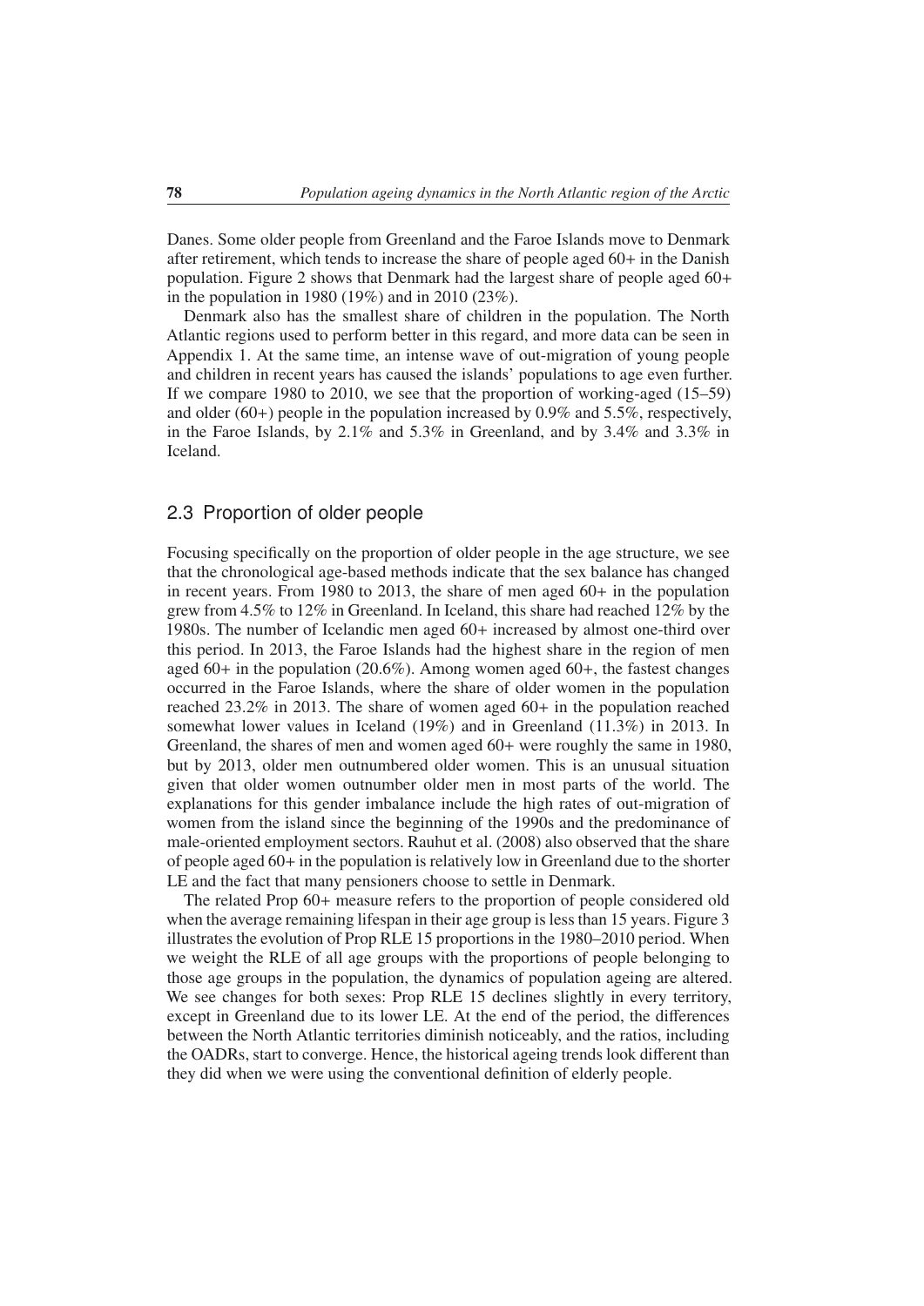Danes. Some older people from Greenland and the Faroe Islands move to Denmark after retirement, which tends to increase the share of people aged 60+ in the Danish population. Figure 2 shows that Denmark had the largest share of people aged 60+ in the population in 1980 (19%) and in 2010 (23%).

Denmark also has the smallest share of children in the population. The North Atlantic regions used to perform better in this regard, and more data can be seen in Appendix 1. At the same time, an intense wave of out-migration of young people and children in recent years has caused the islands' populations to age even further. If we compare 1980 to 2010, we see that the proportion of working-aged (15–59) and older (60+) people in the population increased by 0.9% and 5.5%, respectively, in the Faroe Islands, by 2.1% and 5.3% in Greenland, and by 3.4% and 3.3% in Iceland.

## 2.3 Proportion of older people

Focusing specifically on the proportion of older people in the age structure, we see that the chronological age-based methods indicate that the sex balance has changed in recent years. From 1980 to 2013, the share of men aged 60+ in the population grew from 4.5% to 12% in Greenland. In Iceland, this share had reached 12% by the 1980s. The number of Icelandic men aged 60+ increased by almost one-third over this period. In 2013, the Faroe Islands had the highest share in the region of men aged 60+ in the population (20.6%). Among women aged 60+, the fastest changes occurred in the Faroe Islands, where the share of older women in the population reached 23.2% in 2013. The share of women aged 60+ in the population reached somewhat lower values in Iceland (19%) and in Greenland (11.3%) in 2013. In Greenland, the shares of men and women aged 60+ were roughly the same in 1980, but by 2013, older men outnumbered older women. This is an unusual situation given that older women outnumber older men in most parts of the world. The explanations for this gender imbalance include the high rates of out-migration of women from the island since the beginning of the 1990s and the predominance of male-oriented employment sectors. Rauhut et al. (2008) also observed that the share of people aged 60+ in the population is relatively low in Greenland due to the shorter LE and the fact that many pensioners choose to settle in Denmark.

The related Prop 60+ measure refers to the proportion of people considered old when the average remaining lifespan in their age group is less than 15 years. Figure 3 illustrates the evolution of Prop RLE 15 proportions in the 1980–2010 period. When we weight the RLE of all age groups with the proportions of people belonging to those age groups in the population, the dynamics of population ageing are altered. We see changes for both sexes: Prop RLE 15 declines slightly in every territory, except in Greenland due to its lower LE. At the end of the period, the differences between the North Atlantic territories diminish noticeably, and the ratios, including the OADRs, start to converge. Hence, the historical ageing trends look different than they did when we were using the conventional definition of elderly people.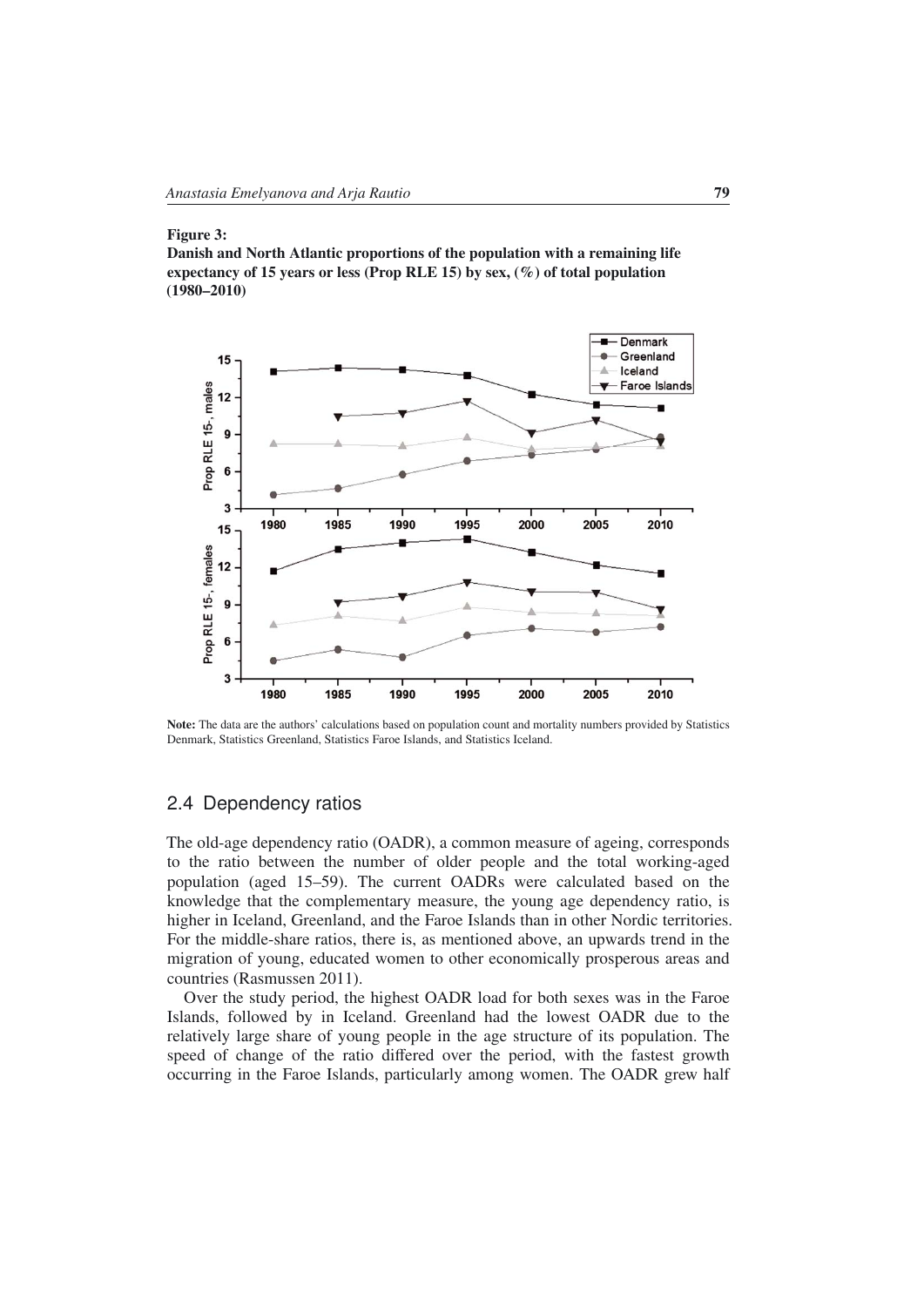**Figure 3:**
**Danish and North Atlantic proportions of the population with a remaining life expectancy of 15 years or less (Prop RLE 15) by sex, (%) of total population (1980–2010)**

Denmark
Greenland
Iceland
Faroe Islands

Prop RLE 15, males
15
12
9
6
3
1980 1985 1990 1995 2000 2005 2010

Prop RLE 15-, females
15
12
9
6
3
1980 1985 1990 1995 2000 2005 2010

**Note:** The data are the authors' calculations based on population count and mortality numbers provided by Statistics Denmark, Statistics Greenland, Statistics Faroe Islands, and Statistics Iceland.

## 2.4 Dependency ratios

The old-age dependency ratio (OADR), a common measure of ageing, corresponds to the ratio between the number of older people and the total working-aged population (aged 15–59). The current OADRs were calculated based on the knowledge that the complementary measure, the young age dependency ratio, is higher in Iceland, Greenland, and the Faroe Islands than in other Nordic territories. For the middle-share ratios, there is, as mentioned above, an upwards trend in the migration of young, educated women to other economically prosperous areas and countries (Rasmussen 2011).

Over the study period, the highest OADR load for both sexes was in the Faroe Islands, followed by in Iceland. Greenland had the lowest OADR due to the relatively large share of young people in the age structure of its population. The speed of change of the ratio differed over the period, with the fastest growth occurring in the Faroe Islands, particularly among women. The OADR grew half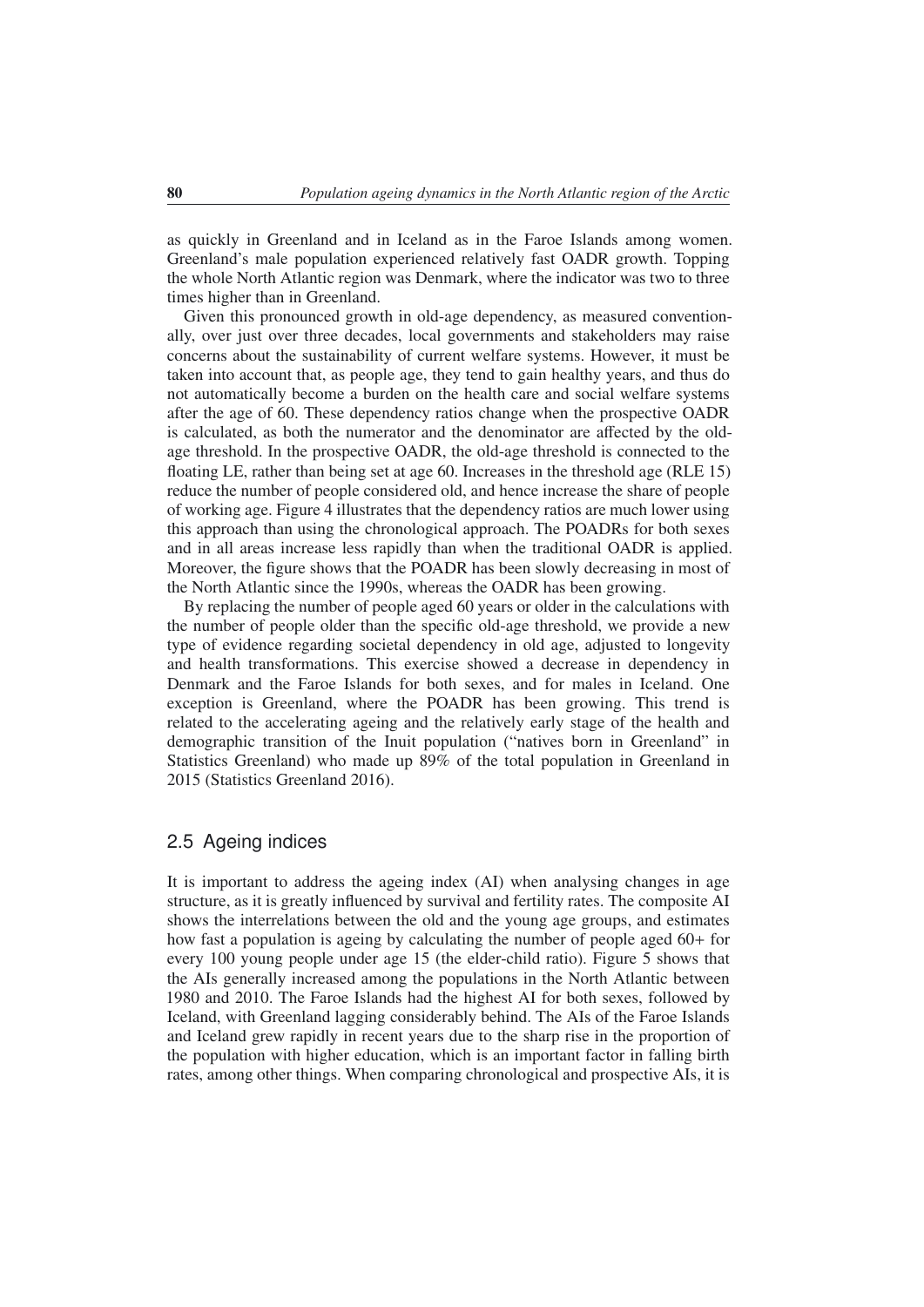as quickly in Greenland and in Iceland as in the Faroe Islands among women. Greenland's male population experienced relatively fast OADR growth. Topping the whole North Atlantic region was Denmark, where the indicator was two to three times higher than in Greenland.

Given this pronounced growth in old-age dependency, as measured conventionally, over just over three decades, local governments and stakeholders may raise concerns about the sustainability of current welfare systems. However, it must be taken into account that, as people age, they tend to gain healthy years, and thus do not automatically become a burden on the health care and social welfare systems after the age of 60. These dependency ratios change when the prospective OADR is calculated, as both the numerator and the denominator are affected by the old-age threshold. In the prospective OADR, the old-age threshold is connected to the floating LE, rather than being set at age 60. Increases in the threshold age (RLE 15) reduce the number of people considered old, and hence increase the share of people of working age. Figure 4 illustrates that the dependency ratios are much lower using this approach than using the chronological approach. The POADRs for both sexes and in all areas increase less rapidly than when the traditional OADR is applied. Moreover, the figure shows that the POADR has been slowly decreasing in most of the North Atlantic since the 1990s, whereas the OADR has been growing.

By replacing the number of people aged 60 years or older in the calculations with the number of people older than the specific old-age threshold, we provide a new type of evidence regarding societal dependency in old age, adjusted to longevity and health transformations. This exercise showed a decrease in dependency in Denmark and the Faroe Islands for both sexes, and for males in Iceland. One exception is Greenland, where the POADR has been growing. This trend is related to the accelerating ageing and the relatively early stage of the health and demographic transition of the Inuit population ("natives born in Greenland" in Statistics Greenland) who made up 89% of the total population in Greenland in 2015 (Statistics Greenland 2016).

## 2.5 Ageing indices

It is important to address the ageing index (AI) when analysing changes in age structure, as it is greatly influenced by survival and fertility rates. The composite AI shows the interrelations between the old and the young age groups, and estimates how fast a population is ageing by calculating the number of people aged 60+ for every 100 young people under age 15 (the elder-child ratio). Figure 5 shows that the AIs generally increased among the populations in the North Atlantic between 1980 and 2010. The Faroe Islands had the highest AI for both sexes, followed by Iceland, with Greenland lagging considerably behind. The AIs of the Faroe Islands and Iceland grew rapidly in recent years due to the sharp rise in the proportion of the population with higher education, which is an important factor in falling birth rates, among other things. When comparing chronological and prospective AIs, it is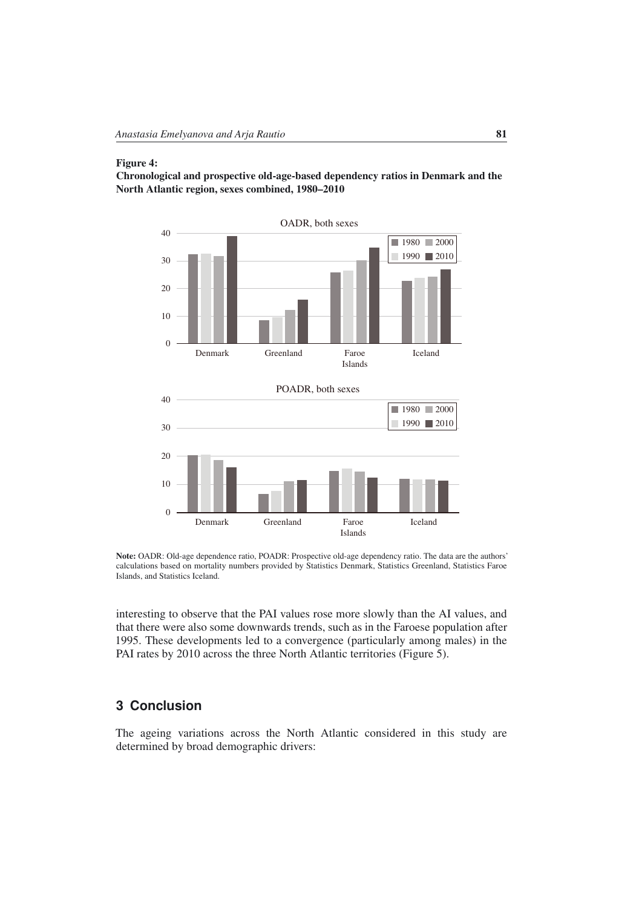**Figure 4:**
**Chronological and prospective old-age-based dependency ratios in Denmark and the North Atlantic region, sexes combined, 1980–2010**

OADR, both sexes

40
30
20
10
0

1980 2000
1990 2010

Denmark
Greenland
Faroe Islands
Iceland

POADR, both sexes

40
30
20
10
0

1980 2000
1990 2010

Denmark
Greenland
Faroe Islands
Iceland

**Note:** OADR: Old-age dependence ratio, POADR: Prospective old-age dependency ratio. The data are the authors' calculations based on mortality numbers provided by Statistics Denmark, Statistics Greenland, Statistics Faroe Islands, and Statistics Iceland.

interesting to observe that the PAI values rose more slowly than the AI values, and that there were also some downwards trends, such as in the Faroese population after 1995. These developments led to a convergence (particularly among males) in the PAI rates by 2010 across the three North Atlantic territories (Figure 5).

## 3 Conclusion

The ageing variations across the North Atlantic considered in this study are determined by broad demographic drivers: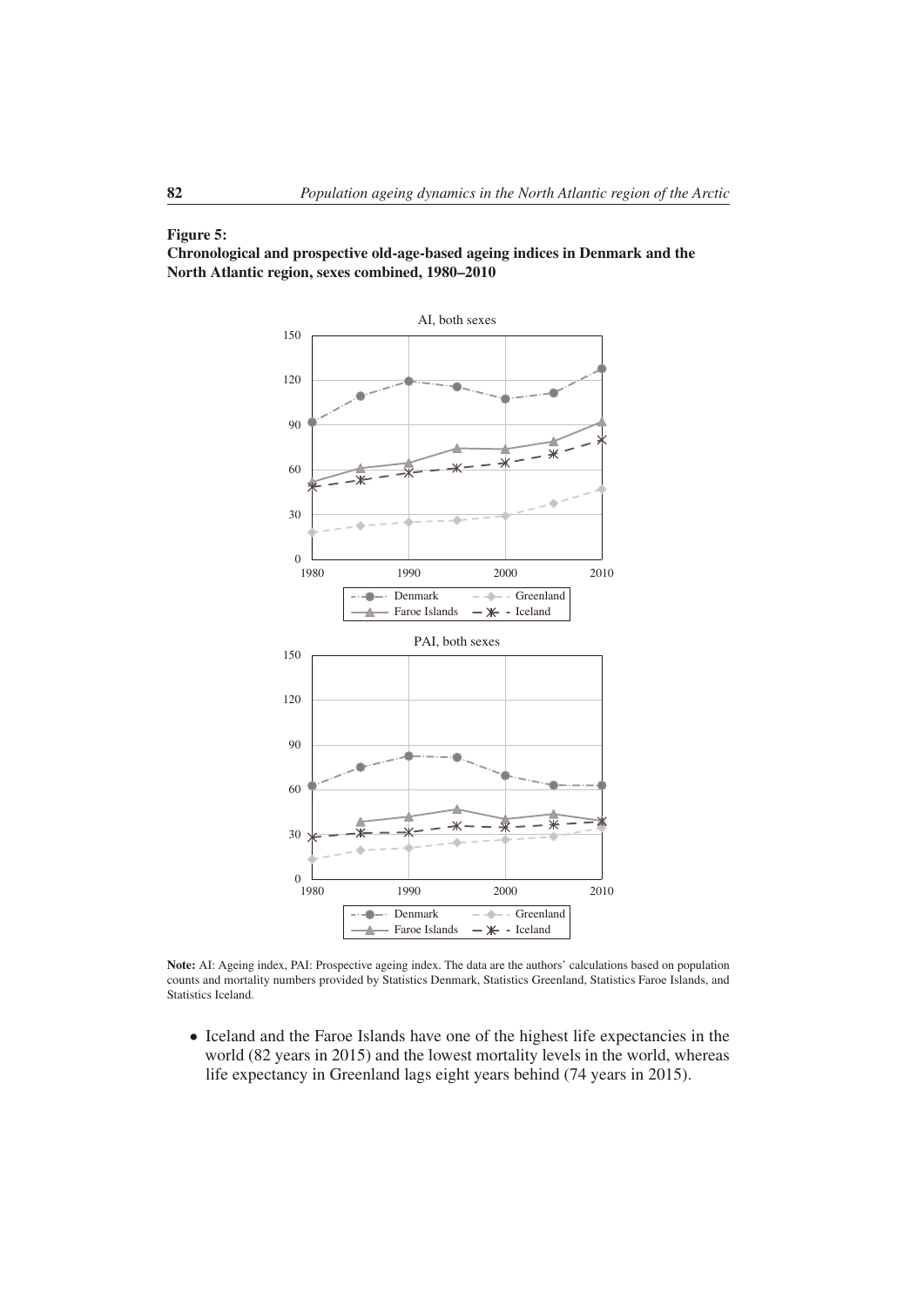**Figure 5:**
**Chronological and prospective old-age-based ageing indices in Denmark and the North Atlantic region, sexes combined, 1980–2010**

AI, both sexes

150
120
90
60
30
0
1980 1990 2000 2010

Denmark
Greenland
Faroe Islands
Iceland

PAI, both sexes

150
120
90
60
30
0
1980 1990 2000 2010

Denmark
Greenland
Faroe Islands
Iceland

**Note:** AI: Ageing index, PAI: Prospective ageing index. The data are the authors' calculations based on population counts and mortality numbers provided by Statistics Denmark, Statistics Greenland, Statistics Faroe Islands, and Statistics Iceland.

- Iceland and the Faroe Islands have one of the highest life expectancies in the world (82 years in 2015) and the lowest mortality levels in the world, whereas life expectancy in Greenland lags eight years behind (74 years in 2015).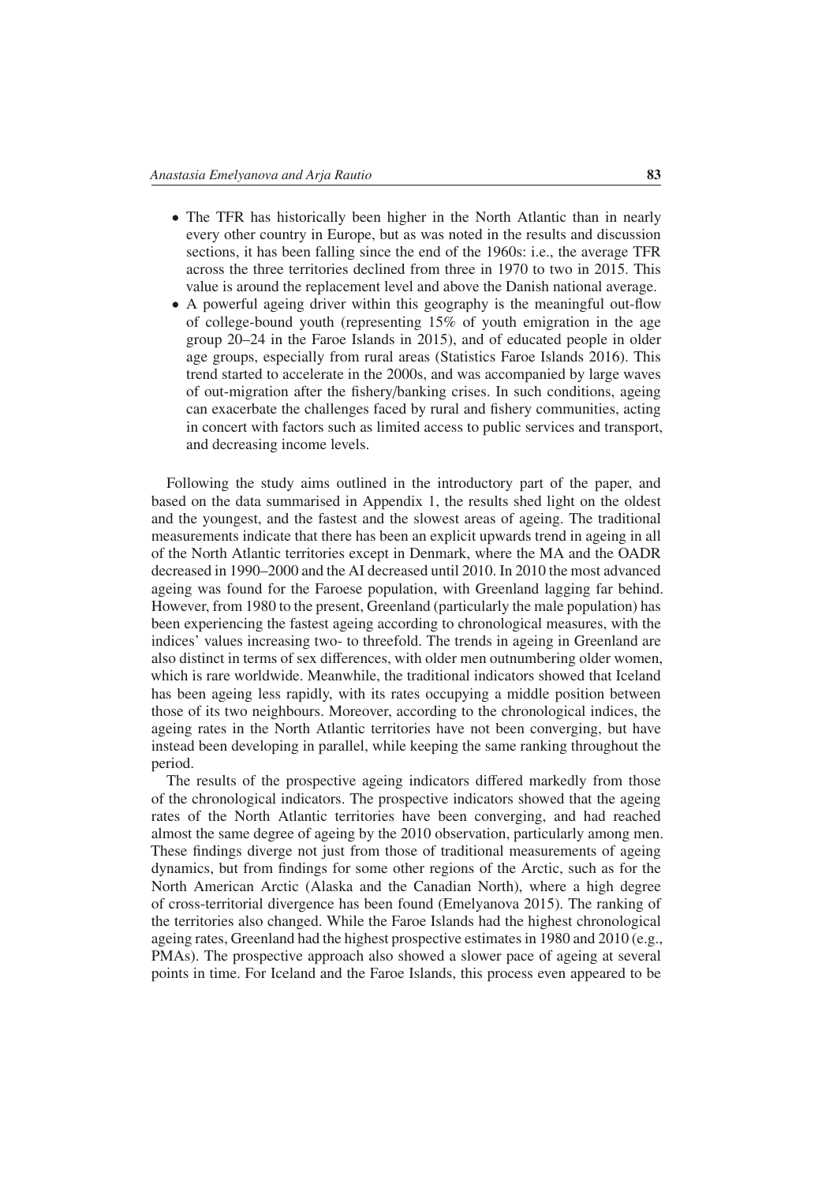- The TFR has historically been higher in the North Atlantic than in nearly every other country in Europe, but as was noted in the results and discussion sections, it has been falling since the end of the 1960s: i.e., the average TFR across the three territories declined from three in 1970 to two in 2015. This value is around the replacement level and above the Danish national average.
- A powerful ageing driver within this geography is the meaningful out-flow of college-bound youth (representing 15% of youth emigration in the age group 20–24 in the Faroe Islands in 2015), and of educated people in older age groups, especially from rural areas (Statistics Faroe Islands 2016). This trend started to accelerate in the 2000s, and was accompanied by large waves of out-migration after the fishery/banking crises. In such conditions, ageing can exacerbate the challenges faced by rural and fishery communities, acting in concert with factors such as limited access to public services and transport, and decreasing income levels.

Following the study aims outlined in the introductory part of the paper, and based on the data summarised in Appendix 1, the results shed light on the oldest and the youngest, and the fastest and the slowest areas of ageing. The traditional measurements indicate that there has been an explicit upwards trend in ageing in all of the North Atlantic territories except in Denmark, where the MA and the OADR decreased in 1990–2000 and the AI decreased until 2010. In 2010 the most advanced ageing was found for the Faroese population, with Greenland lagging far behind. However, from 1980 to the present, Greenland (particularly the male population) has been experiencing the fastest ageing according to chronological measures, with the indices' values increasing two- to threefold. The trends in ageing in Greenland are also distinct in terms of sex differences, with older men outnumbering older women, which is rare worldwide. Meanwhile, the traditional indicators showed that Iceland has been ageing less rapidly, with its rates occupying a middle position between those of its two neighbours. Moreover, according to the chronological indices, the ageing rates in the North Atlantic territories have not been converging, but have instead been developing in parallel, while keeping the same ranking throughout the period.

The results of the prospective ageing indicators differed markedly from those of the chronological indicators. The prospective indicators showed that the ageing rates of the North Atlantic territories have been converging, and had reached almost the same degree of ageing by the 2010 observation, particularly among men. These findings diverge not just from those of traditional measurements of ageing dynamics, but from findings for some other regions of the Arctic, such as for the North American Arctic (Alaska and the Canadian North), where a high degree of cross-territorial divergence has been found (Emelyanova 2015). The ranking of the territories also changed. While the Faroe Islands had the highest chronological ageing rates, Greenland had the highest prospective estimates in 1980 and 2010 (e.g., PMAs). The prospective approach also showed a slower pace of ageing at several points in time. For Iceland and the Faroe Islands, this process even appeared to be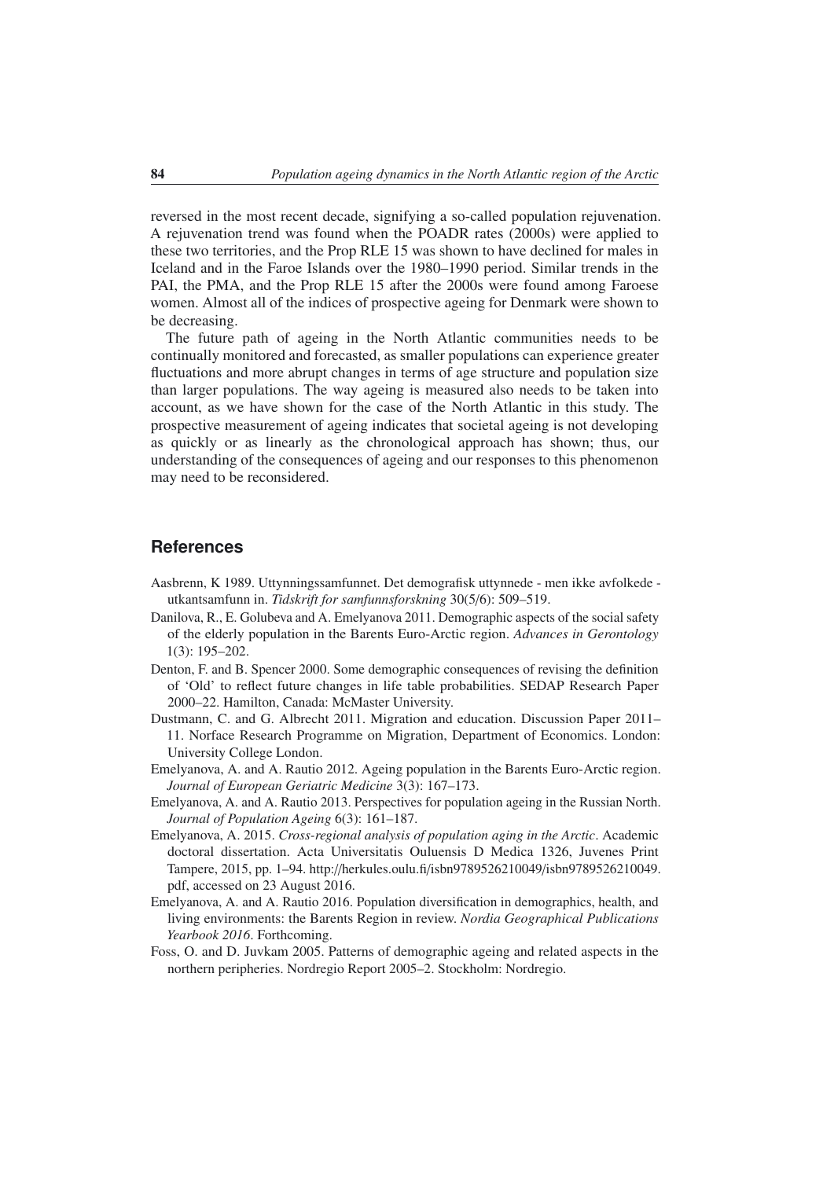reversed in the most recent decade, signifying a so-called population rejuvenation. A rejuvenation trend was found when the POADR rates (2000s) were applied to these two territories, and the Prop RLE 15 was shown to have declined for males in Iceland and in the Faroe Islands over the 1980–1990 period. Similar trends in the PAI, the PMA, and the Prop RLE 15 after the 2000s were found among Faroese women. Almost all of the indices of prospective ageing for Denmark were shown to be decreasing.

The future path of ageing in the North Atlantic communities needs to be continually monitored and forecasted, as smaller populations can experience greater fluctuations and more abrupt changes in terms of age structure and population size than larger populations. The way ageing is measured also needs to be taken into account, as we have shown for the case of the North Atlantic in this study. The prospective measurement of ageing indicates that societal ageing is not developing as quickly or as linearly as the chronological approach has shown; thus, our understanding of the consequences of ageing and our responses to this phenomenon may need to be reconsidered.

## References

Aasbrenn, K 1989. Uttynningssamfunnet. Det demografisk uttynnede - men ikke avfolkede - utkantsamfunn in. *Tidskrift for samfunnsforskning* 30(5/6): 509–519.

Danilova, R., E. Golubeva and A. Emelyanova 2011. Demographic aspects of the social safety of the elderly population in the Barents Euro-Arctic region. *Advances in Gerontology* 1(3): 195–202.

Denton, F. and B. Spencer 2000. Some demographic consequences of revising the definition of 'Old' to reflect future changes in life table probabilities. SEDAP Research Paper 2000–22. Hamilton, Canada: McMaster University.

Dustmann, C. and G. Albrecht 2011. Migration and education. Discussion Paper 2011–11. Norface Research Programme on Migration, Department of Economics. London: University College London.

Emelyanova, A. and A. Rautio 2012. Ageing population in the Barents Euro-Arctic region. *Journal of European Geriatric Medicine* 3(3): 167–173.

Emelyanova, A. and A. Rautio 2013. Perspectives for population ageing in the Russian North. *Journal of Population Ageing* 6(3): 161–187.

Emelyanova, A. 2015. *Cross-regional analysis of population aging in the Arctic*. Academic doctoral dissertation. Acta Universitatis Ouluensis D Medica 1326, Juvenes Print Tampere, 2015, pp. 1–94. http://herkules.oulu.fi/isbn9789526210049/isbn9789526210049.pdf, accessed on 23 August 2016.

Emelyanova, A. and A. Rautio 2016. Population diversification in demographics, health, and living environments: the Barents Region in review. *Nordia Geographical Publications Yearbook 2016*. Forthcoming.

Foss, O. and D. Juvkam 2005. Patterns of demographic ageing and related aspects in the northern peripheries. Nordregio Report 2005–2. Stockholm: Nordregio.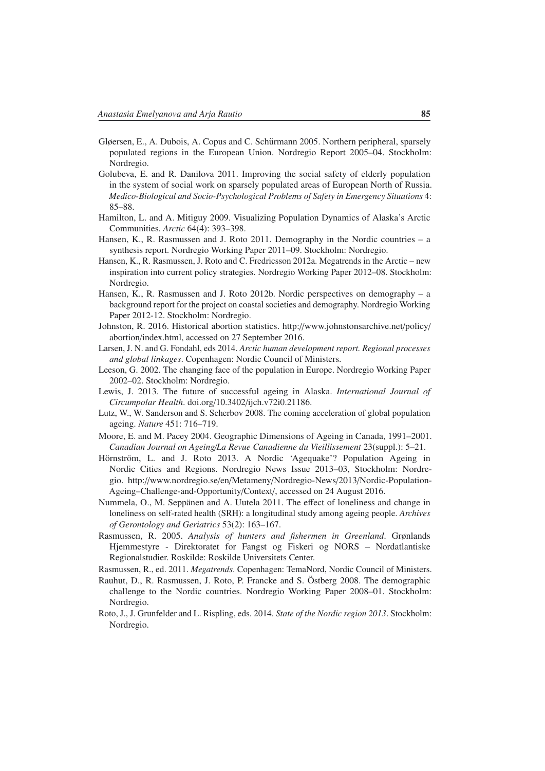Gløersen, E., A. Dubois, A. Copus and C. Schürmann 2005. Northern peripheral, sparsely populated regions in the European Union. Nordregio Report 2005–04. Stockholm: Nordregio.

Golubeva, E. and R. Danilova 2011. Improving the social safety of elderly population in the system of social work on sparsely populated areas of European North of Russia. *Medico-Biological and Socio-Psychological Problems of Safety in Emergency Situations* 4: 85–88.

Hamilton, L. and A. Mitiguy 2009. Visualizing Population Dynamics of Alaska's Arctic Communities. *Arctic* 64(4): 393–398.

Hansen, K., R. Rasmussen and J. Roto 2011. Demography in the Nordic countries – a synthesis report. Nordregio Working Paper 2011–09. Stockholm: Nordregio.

Hansen, K., R. Rasmussen, J. Roto and C. Fredricsson 2012a. Megatrends in the Arctic – new inspiration into current policy strategies. Nordregio Working Paper 2012–08. Stockholm: Nordregio.

Hansen, K., R. Rasmussen and J. Roto 2012b. Nordic perspectives on demography – a background report for the project on coastal societies and demography. Nordregio Working Paper 2012-12. Stockholm: Nordregio.

Johnston, R. 2016. Historical abortion statistics. http://www.johnstonsarchive.net/policy/abortion/index.html, accessed on 27 September 2016.

Larsen, J. N. and G. Fondahl, eds 2014. *Arctic human development report. Regional processes and global linkages*. Copenhagen: Nordic Council of Ministers.

Leeson, G. 2002. The changing face of the population in Europe. Nordregio Working Paper 2002–02. Stockholm: Nordregio.

Lewis, J. 2013. The future of successful ageing in Alaska. *International Journal of Circumpolar Health*. doi.org/10.3402/ijch.v72i0.21186.

Lutz, W., W. Sanderson and S. Scherbov 2008. The coming acceleration of global population ageing. *Nature* 451: 716–719.

Moore, E. and M. Pacey 2004. Geographic Dimensions of Ageing in Canada, 1991–2001. *Canadian Journal on Ageing/La Revue Canadienne du Vieillissement* 23(suppl.): 5–21.

Hörnström, L. and J. Roto 2013. A Nordic 'Agequake'? Population Ageing in Nordic Cities and Regions. Nordregio News Issue 2013–03, Stockholm: Nordregio. http://www.nordregio.se/en/Metameny/Nordregio-News/2013/Nordic-Population-Ageing–Challenge-and-Opportunity/Context/, accessed on 24 August 2016.

Nummela, O., M. Seppänen and A. Uutela 2011. The effect of loneliness and change in loneliness on self-rated health (SRH): a longitudinal study among ageing people. *Archives of Gerontology and Geriatrics* 53(2): 163–167.

Rasmussen, R. 2005. *Analysis of hunters and fishermen in Greenland*. Grønlands Hjemmestyre - Direktoratet for Fangst og Fiskeri og NORS – Nordatlantiske Regionalstudier. Roskilde: Roskilde Universitets Center.

Rasmussen, R., ed. 2011. *Megatrends*. Copenhagen: TemaNord, Nordic Council of Ministers.

Rauhut, D., R. Rasmussen, J. Roto, P. Francke and S. Östberg 2008. The demographic challenge to the Nordic countries. Nordregio Working Paper 2008–01. Stockholm: Nordregio.

Roto, J., J. Grunfelder and L. Rispling, eds. 2014. *State of the Nordic region 2013*. Stockholm: Nordregio.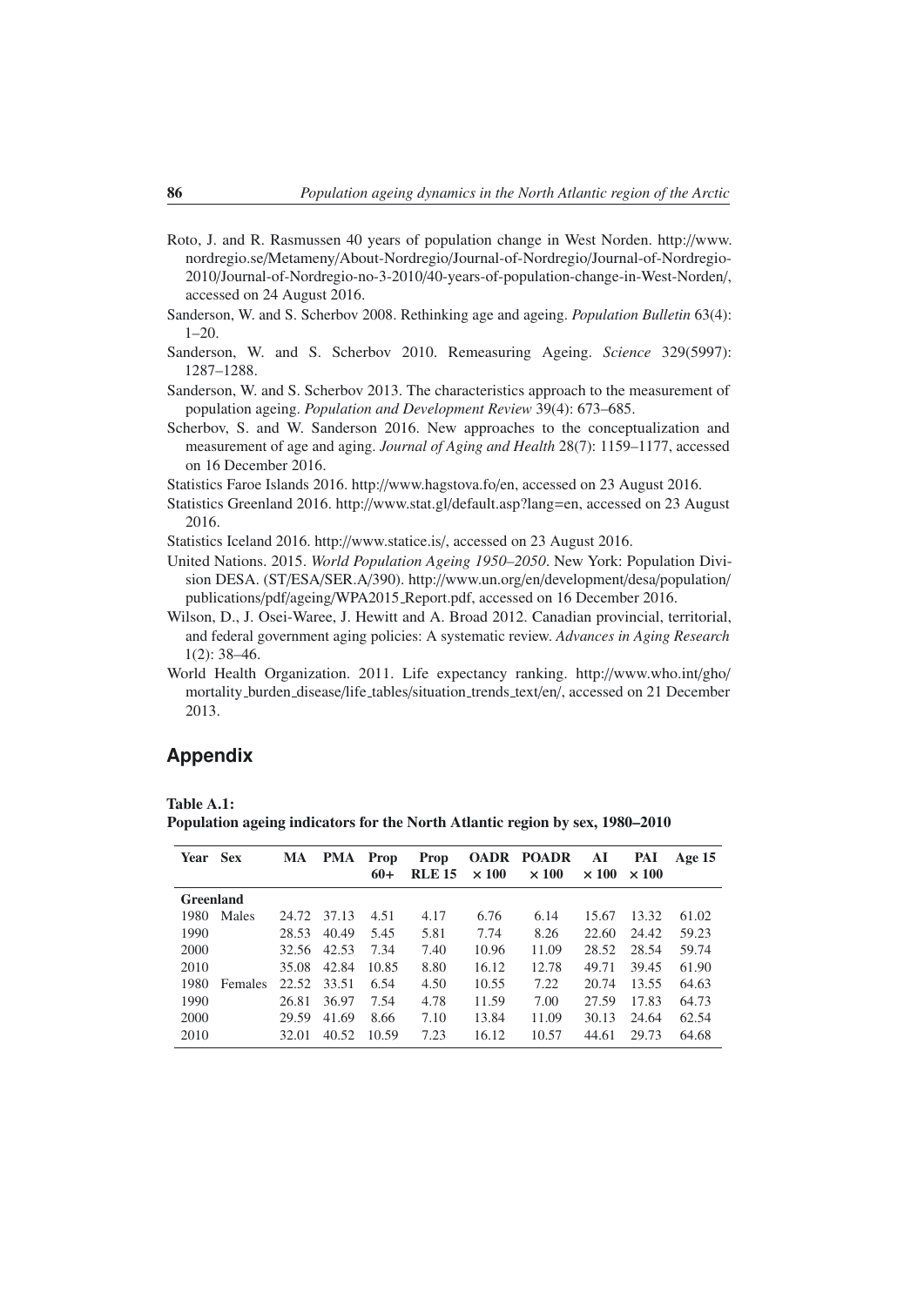Roto, J. and R. Rasmussen 40 years of population change in West Norden. http://www.nordregio.se/Metameny/About-Nordregio/Journal-of-Nordregio/Journal-of-Nordregio-2010/Journal-of-Nordregio-no-3-2010/40-years-of-population-change-in-West-Norden/, accessed on 24 August 2016.

Sanderson, W. and S. Scherbov 2008. Rethinking age and ageing. *Population Bulletin* 63(4): 1–20.

Sanderson, W. and S. Scherbov 2010. Remeasuring Ageing. *Science* 329(5997): 1287–1288.

Sanderson, W. and S. Scherbov 2013. The characteristics approach to the measurement of population ageing. *Population and Development Review* 39(4): 673–685.

Scherbov, S. and W. Sanderson 2016. New approaches to the conceptualization and measurement of age and aging. *Journal of Aging and Health* 28(7): 1159–1177, accessed on 16 December 2016.

Statistics Faroe Islands 2016. http://www.hagstova.fo/en, accessed on 23 August 2016.

Statistics Greenland 2016. http://www.stat.gl/default.asp?lang=en, accessed on 23 August 2016.

Statistics Iceland 2016. http://www.statice.is/, accessed on 23 August 2016.

United Nations. 2015. *World Population Ageing 1950–2050*. New York: Population Division DESA. (ST/ESA/SER.A/390). http://www.un.org/en/development/desa/population/publications/pdf/ageing/WPA2015_Report.pdf, accessed on 16 December 2016.

Wilson, D., J. Osei-Waree, J. Hewitt and A. Broad 2012. Canadian provincial, territorial, and federal government aging policies: A systematic review. *Advances in Aging Research* 1(2): 38–46.

World Health Organization. 2011. Life expectancy ranking. http://www.who.int/gho/mortality_burden_disease/life_tables/situation_trends_text/en/, accessed on 21 December 2013.

## Appendix

**Table A.1:**
**Population ageing indicators for the North Atlantic region by sex, 1980–2010**

| Year | Sex | MA | PMA | Prop 60+ | Prop RLE 15 | OADR × 100 | POADR × 100 | AI × 100 | PAI × 100 | Age 15 |
|---|---|---|---|---|---|---|---|---|---|---|
| **Greenland** | | | | | | | | | | |
| 1980 | Males | 24.72 | 37.13 | 4.51 | 4.17 | 6.76 | 6.14 | 15.67 | 13.32 | 61.02 |
| 1990 | | 28.53 | 40.49 | 5.45 | 5.81 | 7.74 | 8.26 | 22.60 | 24.42 | 59.23 |
| 2000 | | 32.56 | 42.53 | 7.34 | 7.40 | 10.96 | 11.09 | 28.52 | 28.54 | 59.74 |
| 2010 | | 35.08 | 42.84 | 10.85 | 8.80 | 16.12 | 12.78 | 49.71 | 39.45 | 61.90 |
| 1980 | Females | 22.52 | 33.51 | 6.54 | 4.50 | 10.55 | 7.22 | 20.74 | 13.55 | 64.63 |
| 1990 | | 26.81 | 36.97 | 7.54 | 4.78 | 11.59 | 7.00 | 27.59 | 17.83 | 64.73 |
| 2000 | | 29.59 | 41.69 | 8.66 | 7.10 | 13.84 | 11.09 | 30.13 | 24.64 | 62.54 |
| 2010 | | 32.01 | 40.52 | 10.59 | 7.23 | 16.12 | 10.57 | 44.61 | 29.73 | 64.68 |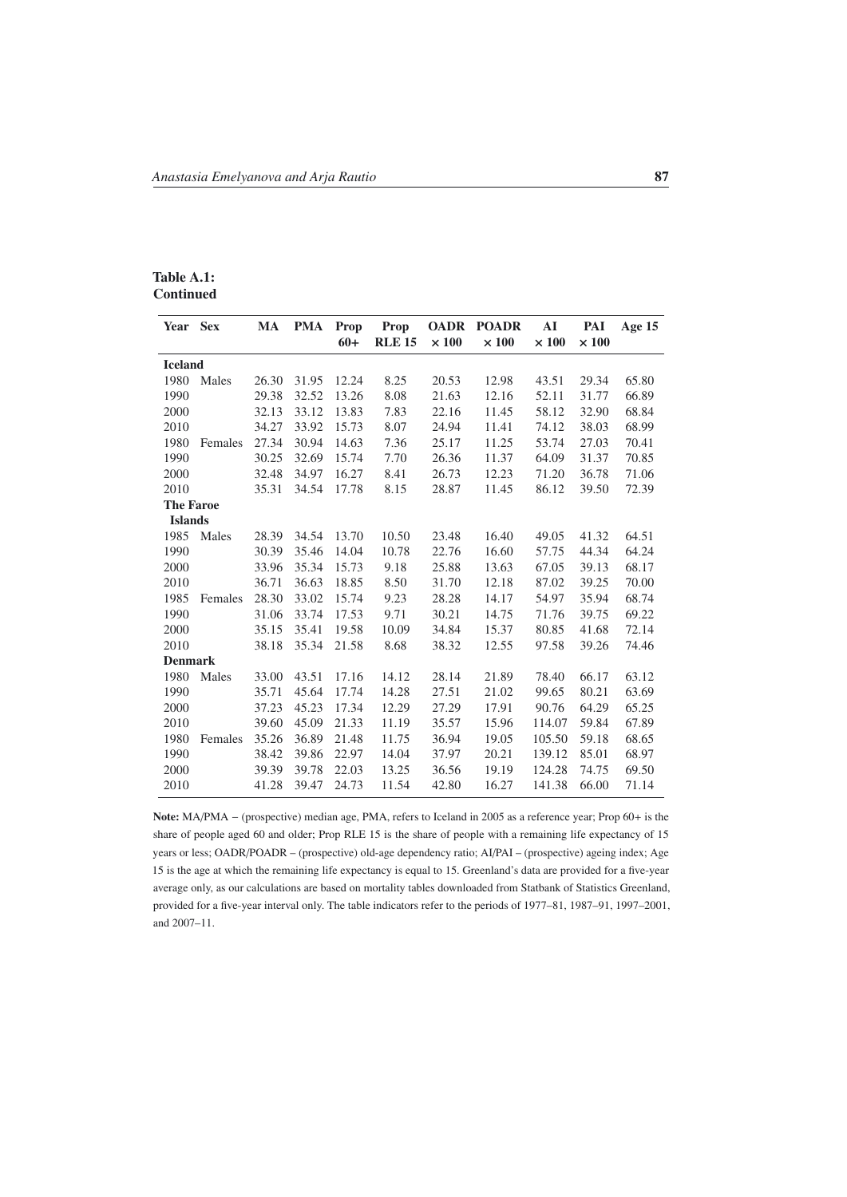**Table A.1: Continued**

| Year | Sex | MA | PMA | Prop 60+ | Prop RLE 15 | OADR × 100 | POADR × 100 | AI × 100 | PAI × 100 | Age 15 |
|---|---|---|---|---|---|---|---|---|---|---|
| **Iceland** | | | | | | | | | | |
| 1980 | Males | 26.30 | 31.95 | 12.24 | 8.25 | 20.53 | 12.98 | 43.51 | 29.34 | 65.80 |
| 1990 | | 29.38 | 32.52 | 13.26 | 8.08 | 21.63 | 12.16 | 52.11 | 31.77 | 66.89 |
| 2000 | | 32.13 | 33.12 | 13.83 | 7.83 | 22.16 | 11.45 | 58.12 | 32.90 | 68.84 |
| 2010 | | 34.27 | 33.92 | 15.73 | 8.07 | 24.94 | 11.41 | 74.12 | 38.03 | 68.99 |
| 1980 | Females | 27.34 | 30.94 | 14.63 | 7.36 | 25.17 | 11.25 | 53.74 | 27.03 | 70.41 |
| 1990 | | 30.25 | 32.69 | 15.74 | 7.70 | 26.36 | 11.37 | 64.09 | 31.37 | 70.85 |
| 2000 | | 32.48 | 34.97 | 16.27 | 8.41 | 26.73 | 12.23 | 71.20 | 36.78 | 71.06 |
| 2010 | | 35.31 | 34.54 | 17.78 | 8.15 | 28.87 | 11.45 | 86.12 | 39.50 | 72.39 |
| **The Faroe Islands** | | | | | | | | | | |
| 1985 | Males | 28.39 | 34.54 | 13.70 | 10.50 | 23.48 | 16.40 | 49.05 | 41.32 | 64.51 |
| 1990 | | 30.39 | 35.46 | 14.04 | 10.78 | 22.76 | 16.60 | 57.75 | 44.34 | 64.24 |
| 2000 | | 33.96 | 35.34 | 15.73 | 9.18 | 25.88 | 13.63 | 67.05 | 39.13 | 68.17 |
| 2010 | | 36.71 | 36.63 | 18.85 | 8.50 | 31.70 | 12.18 | 87.02 | 39.25 | 70.00 |
| 1985 | Females | 28.30 | 33.02 | 15.74 | 9.23 | 28.28 | 14.17 | 54.97 | 35.94 | 68.74 |
| 1990 | | 31.06 | 33.74 | 17.53 | 9.71 | 30.21 | 14.75 | 71.76 | 39.75 | 69.22 |
| 2000 | | 35.15 | 35.41 | 19.58 | 10.09 | 34.84 | 15.37 | 80.85 | 41.68 | 72.14 |
| 2010 | | 38.18 | 35.34 | 21.58 | 8.68 | 38.32 | 12.55 | 97.58 | 39.26 | 74.46 |
| **Denmark** | | | | | | | | | | |
| 1980 | Males | 33.00 | 43.51 | 17.16 | 14.12 | 28.14 | 21.89 | 78.40 | 66.17 | 63.12 |
| 1990 | | 35.71 | 45.64 | 17.74 | 14.28 | 27.51 | 21.02 | 99.65 | 80.21 | 63.69 |
| 2000 | | 37.23 | 45.23 | 17.34 | 12.29 | 27.29 | 17.91 | 90.76 | 64.29 | 65.25 |
| 2010 | | 39.60 | 45.09 | 21.33 | 11.19 | 35.57 | 15.96 | 114.07 | 59.84 | 67.89 |
| 1980 | Females | 35.26 | 36.89 | 21.48 | 11.75 | 36.94 | 19.05 | 105.50 | 59.18 | 68.65 |
| 1990 | | 38.42 | 39.86 | 22.97 | 14.04 | 37.97 | 20.21 | 139.12 | 85.01 | 68.97 |
| 2000 | | 39.39 | 39.78 | 22.03 | 13.25 | 36.56 | 19.19 | 124.28 | 74.75 | 69.50 |
| 2010 | | 41.28 | 39.47 | 24.73 | 11.54 | 42.80 | 16.27 | 141.38 | 66.00 | 71.14 |

**Note:** MA/PMA – (prospective) median age, PMA, refers to Iceland in 2005 as a reference year; Prop 60+ is the share of people aged 60 and older; Prop RLE 15 is the share of people with a remaining life expectancy of 15 years or less; OADR/POADR – (prospective) old-age dependency ratio; AI/PAI – (prospective) ageing index; Age 15 is the age at which the remaining life expectancy is equal to 15. Greenland's data are provided for a five-year average only, as our calculations are based on mortality tables downloaded from Statbank of Statistics Greenland, provided for a five-year interval only. The table indicators refer to the periods of 1977–81, 1987–91, 1997–2001, and 2007–11.